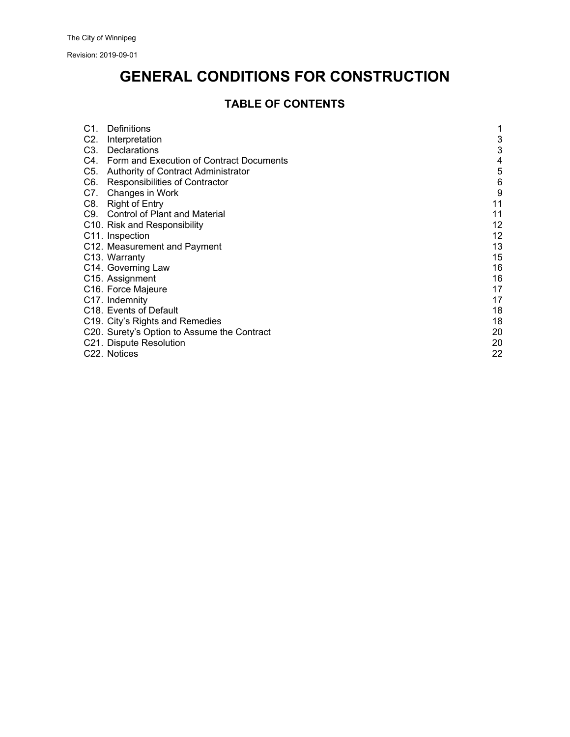The City of Winnipeg

Revision: 2019-09-01

# GENERAL CONDITIONS FOR CONSTRUCTION

## TABLE OF CONTENTS

| | |
|---|---|
| C1. Definitions | 1 |
| C2. Interpretation | 3 |
| C3. Declarations | 3 |
| C4. Form and Execution of Contract Documents | 4 |
| C5. Authority of Contract Administrator | 5 |
| C6. Responsibilities of Contractor | 6 |
| C7. Changes in Work | 9 |
| C8. Right of Entry | 11 |
| C9. Control of Plant and Material | 11 |
| C10. Risk and Responsibility | 12 |
| C11. Inspection | 12 |
| C12. Measurement and Payment | 13 |
| C13. Warranty | 15 |
| C14. Governing Law | 16 |
| C15. Assignment | 16 |
| C16. Force Majeure | 17 |
| C17. Indemnity | 17 |
| C18. Events of Default | 18 |
| C19. City's Rights and Remedies | 18 |
| C20. Surety's Option to Assume the Contract | 20 |
| C21. Dispute Resolution | 20 |
| C22. Notices | 22 |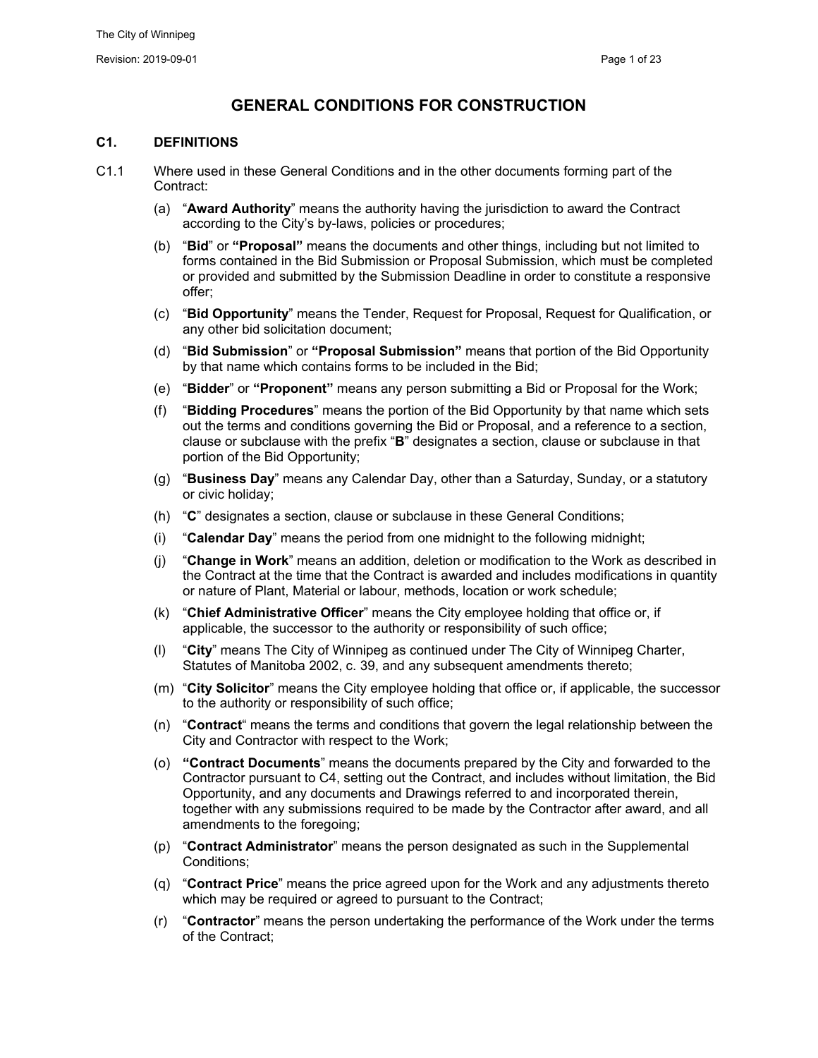# GENERAL CONDITIONS FOR CONSTRUCTION

## C1. DEFINITIONS

C1.1 Where used in these General Conditions and in the other documents forming part of the Contract:

(a) "**Award Authority**" means the authority having the jurisdiction to award the Contract according to the City's by-laws, policies or procedures;

(b) "**Bid**" or **"Proposal"** means the documents and other things, including but not limited to forms contained in the Bid Submission or Proposal Submission, which must be completed or provided and submitted by the Submission Deadline in order to constitute a responsive offer;

(c) "**Bid Opportunity**" means the Tender, Request for Proposal, Request for Qualification, or any other bid solicitation document;

(d) "**Bid Submission**" or **"Proposal Submission"** means that portion of the Bid Opportunity by that name which contains forms to be included in the Bid;

(e) "**Bidder**" or **"Proponent"** means any person submitting a Bid or Proposal for the Work;

(f) "**Bidding Procedures**" means the portion of the Bid Opportunity by that name which sets out the terms and conditions governing the Bid or Proposal, and a reference to a section, clause or subclause with the prefix "**B**" designates a section, clause or subclause in that portion of the Bid Opportunity;

(g) "**Business Day**" means any Calendar Day, other than a Saturday, Sunday, or a statutory or civic holiday;

(h) "**C**" designates a section, clause or subclause in these General Conditions;

(i) "**Calendar Day**" means the period from one midnight to the following midnight;

(j) "**Change in Work**" means an addition, deletion or modification to the Work as described in the Contract at the time that the Contract is awarded and includes modifications in quantity or nature of Plant, Material or labour, methods, location or work schedule;

(k) "**Chief Administrative Officer**" means the City employee holding that office or, if applicable, the successor to the authority or responsibility of such office;

(l) "**City**" means The City of Winnipeg as continued under The City of Winnipeg Charter, Statutes of Manitoba 2002, c. 39, and any subsequent amendments thereto;

(m) "**City Solicitor**" means the City employee holding that office or, if applicable, the successor to the authority or responsibility of such office;

(n) "**Contract**" means the terms and conditions that govern the legal relationship between the City and Contractor with respect to the Work;

(o) **"Contract Documents**" means the documents prepared by the City and forwarded to the Contractor pursuant to C4, setting out the Contract, and includes without limitation, the Bid Opportunity, and any documents and Drawings referred to and incorporated therein, together with any submissions required to be made by the Contractor after award, and all amendments to the foregoing;

(p) "**Contract Administrator**" means the person designated as such in the Supplemental Conditions;

(q) "**Contract Price**" means the price agreed upon for the Work and any adjustments thereto which may be required or agreed to pursuant to the Contract;

(r) "**Contractor**" means the person undertaking the performance of the Work under the terms of the Contract;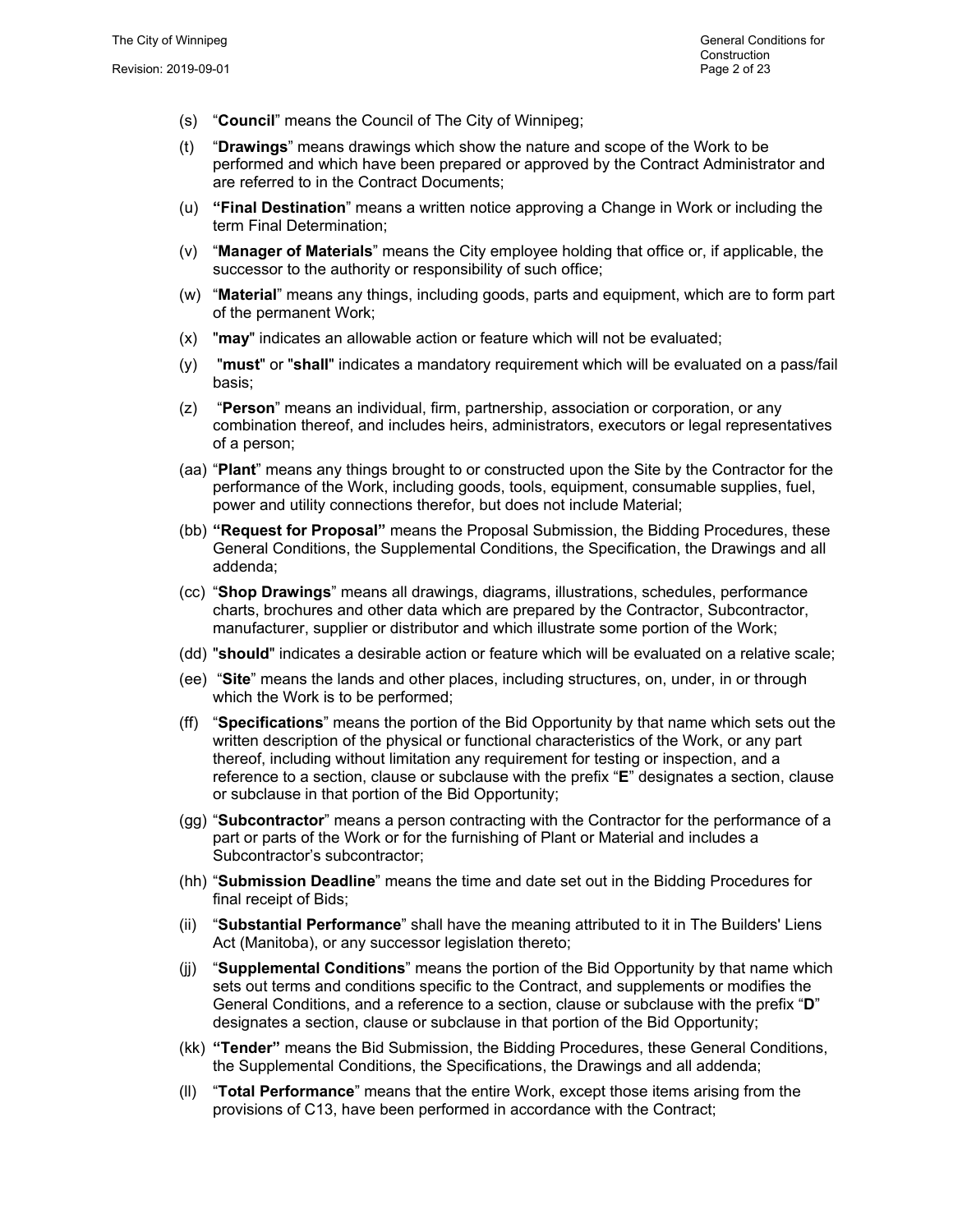(s) "**Council**" means the Council of The City of Winnipeg;

(t) "**Drawings**" means drawings which show the nature and scope of the Work to be performed and which have been prepared or approved by the Contract Administrator and are referred to in the Contract Documents;

(u) **"Final Destination**" means a written notice approving a Change in Work or including the term Final Determination;

(v) "**Manager of Materials**" means the City employee holding that office or, if applicable, the successor to the authority or responsibility of such office;

(w) "**Material**" means any things, including goods, parts and equipment, which are to form part of the permanent Work;

(x) "**may**" indicates an allowable action or feature which will not be evaluated;

(y) "**must**" or "**shall**" indicates a mandatory requirement which will be evaluated on a pass/fail basis;

(z) "**Person**" means an individual, firm, partnership, association or corporation, or any combination thereof, and includes heirs, administrators, executors or legal representatives of a person;

(aa) "**Plant**" means any things brought to or constructed upon the Site by the Contractor for the performance of the Work, including goods, tools, equipment, consumable supplies, fuel, power and utility connections therefor, but does not include Material;

(bb) **"Request for Proposal"** means the Proposal Submission, the Bidding Procedures, these General Conditions, the Supplemental Conditions, the Specification, the Drawings and all addenda;

(cc) "**Shop Drawings**" means all drawings, diagrams, illustrations, schedules, performance charts, brochures and other data which are prepared by the Contractor, Subcontractor, manufacturer, supplier or distributor and which illustrate some portion of the Work;

(dd) "**should**" indicates a desirable action or feature which will be evaluated on a relative scale;

(ee) "**Site**" means the lands and other places, including structures, on, under, in or through which the Work is to be performed;

(ff) "**Specifications**" means the portion of the Bid Opportunity by that name which sets out the written description of the physical or functional characteristics of the Work, or any part thereof, including without limitation any requirement for testing or inspection, and a reference to a section, clause or subclause with the prefix "**E**" designates a section, clause or subclause in that portion of the Bid Opportunity;

(gg) "**Subcontractor**" means a person contracting with the Contractor for the performance of a part or parts of the Work or for the furnishing of Plant or Material and includes a Subcontractor's subcontractor;

(hh) "**Submission Deadline**" means the time and date set out in the Bidding Procedures for final receipt of Bids;

(ii) "**Substantial Performance**" shall have the meaning attributed to it in The Builders' Liens Act (Manitoba), or any successor legislation thereto;

(jj) "**Supplemental Conditions**" means the portion of the Bid Opportunity by that name which sets out terms and conditions specific to the Contract, and supplements or modifies the General Conditions, and a reference to a section, clause or subclause with the prefix "**D**" designates a section, clause or subclause in that portion of the Bid Opportunity;

(kk) **"Tender"** means the Bid Submission, the Bidding Procedures, these General Conditions, the Supplemental Conditions, the Specifications, the Drawings and all addenda;

(ll) "**Total Performance**" means that the entire Work, except those items arising from the provisions of C13, have been performed in accordance with the Contract;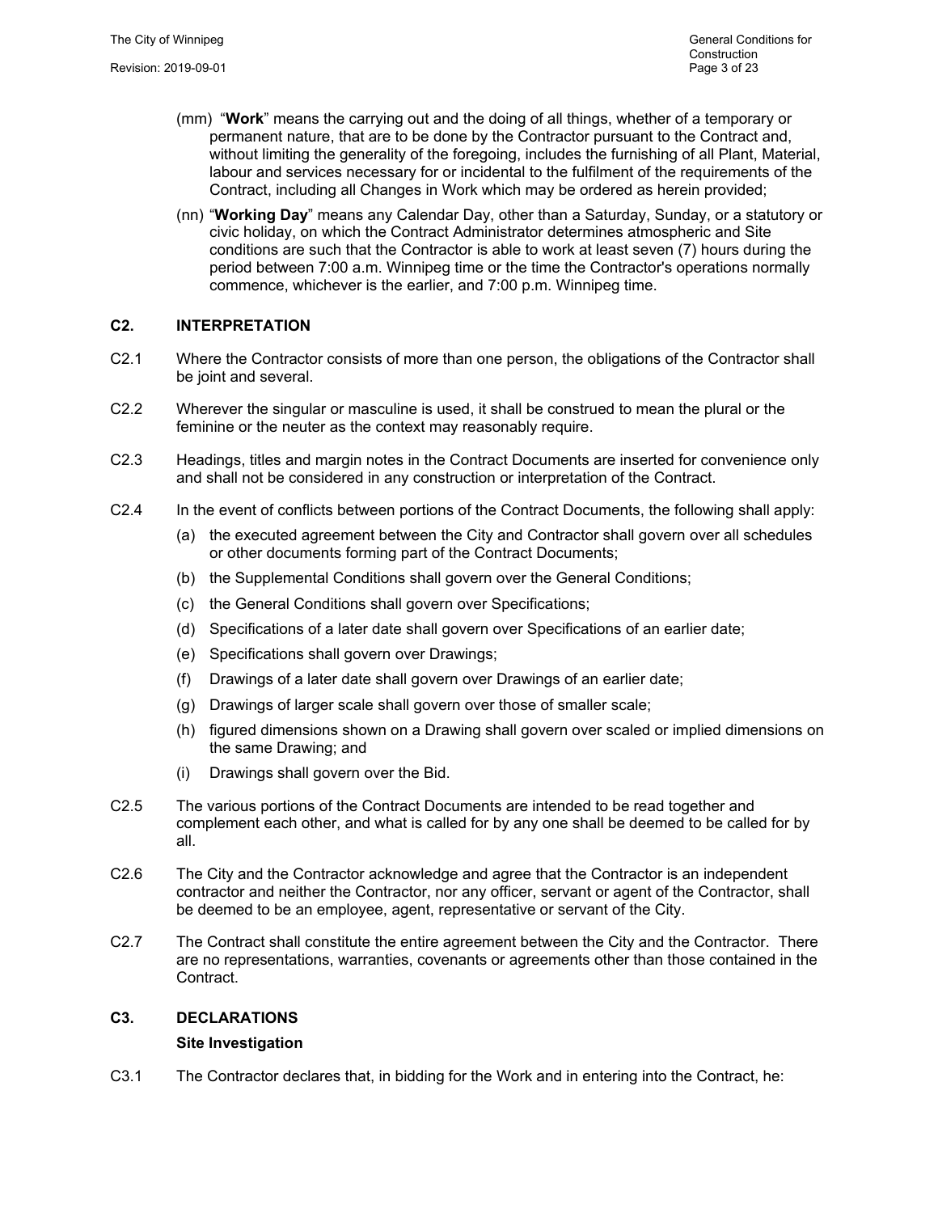(mm) "**Work**" means the carrying out and the doing of all things, whether of a temporary or permanent nature, that are to be done by the Contractor pursuant to the Contract and, without limiting the generality of the foregoing, includes the furnishing of all Plant, Material, labour and services necessary for or incidental to the fulfilment of the requirements of the Contract, including all Changes in Work which may be ordered as herein provided;

(nn) "**Working Day**" means any Calendar Day, other than a Saturday, Sunday, or a statutory or civic holiday, on which the Contract Administrator determines atmospheric and Site conditions are such that the Contractor is able to work at least seven (7) hours during the period between 7:00 a.m. Winnipeg time or the time the Contractor's operations normally commence, whichever is the earlier, and 7:00 p.m. Winnipeg time.

## C2. INTERPRETATION

C2.1 Where the Contractor consists of more than one person, the obligations of the Contractor shall be joint and several.

C2.2 Wherever the singular or masculine is used, it shall be construed to mean the plural or the feminine or the neuter as the context may reasonably require.

C2.3 Headings, titles and margin notes in the Contract Documents are inserted for convenience only and shall not be considered in any construction or interpretation of the Contract.

C2.4 In the event of conflicts between portions of the Contract Documents, the following shall apply:

- (a) the executed agreement between the City and Contractor shall govern over all schedules or other documents forming part of the Contract Documents;
- (b) the Supplemental Conditions shall govern over the General Conditions;
- (c) the General Conditions shall govern over Specifications;
- (d) Specifications of a later date shall govern over Specifications of an earlier date;
- (e) Specifications shall govern over Drawings;
- (f) Drawings of a later date shall govern over Drawings of an earlier date;
- (g) Drawings of larger scale shall govern over those of smaller scale;
- (h) figured dimensions shown on a Drawing shall govern over scaled or implied dimensions on the same Drawing; and
- (i) Drawings shall govern over the Bid.

C2.5 The various portions of the Contract Documents are intended to be read together and complement each other, and what is called for by any one shall be deemed to be called for by all.

C2.6 The City and the Contractor acknowledge and agree that the Contractor is an independent contractor and neither the Contractor, nor any officer, servant or agent of the Contractor, shall be deemed to be an employee, agent, representative or servant of the City.

C2.7 The Contract shall constitute the entire agreement between the City and the Contractor. There are no representations, warranties, covenants or agreements other than those contained in the Contract.

## C3. DECLARATIONS

### Site Investigation

C3.1 The Contractor declares that, in bidding for the Work and in entering into the Contract, he: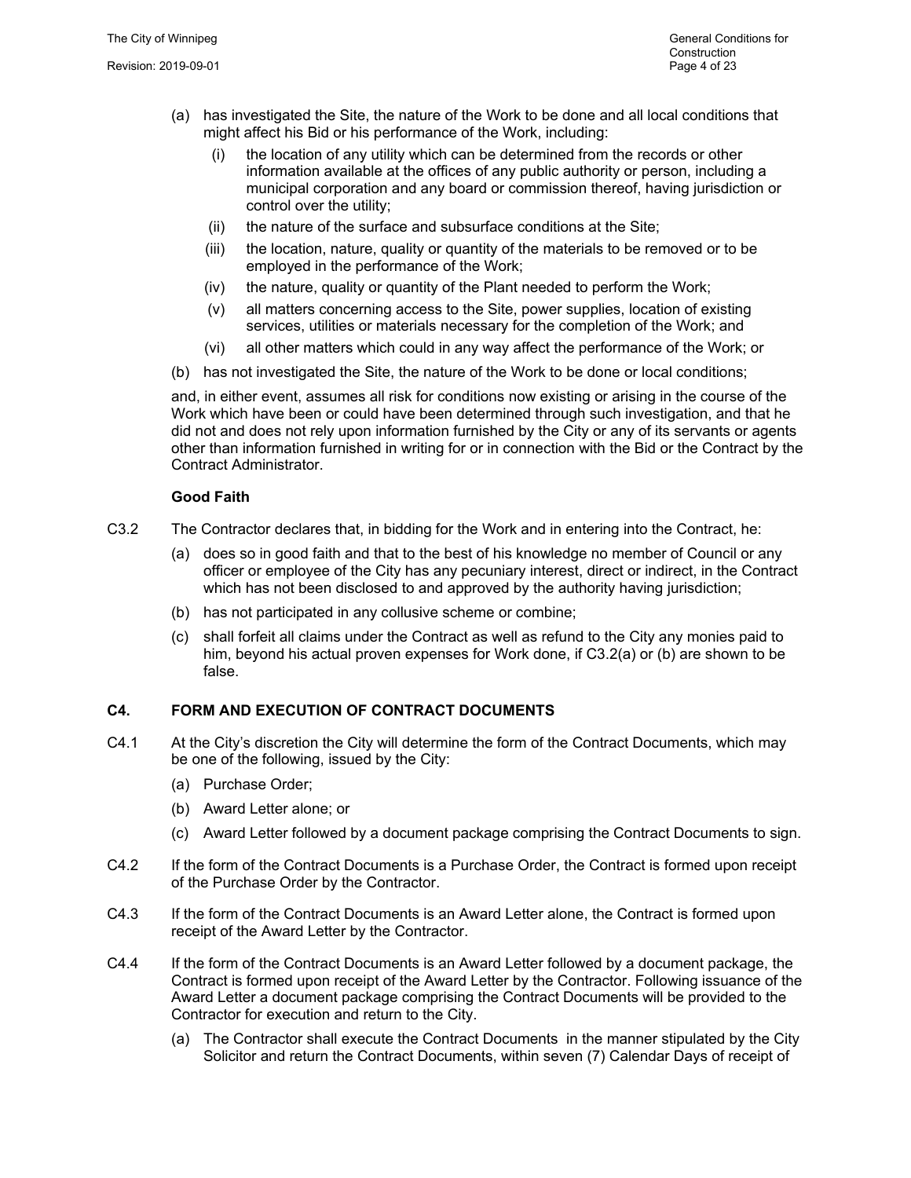(a) has investigated the Site, the nature of the Work to be done and all local conditions that might affect his Bid or his performance of the Work, including:

   (i) the location of any utility which can be determined from the records or other information available at the offices of any public authority or person, including a municipal corporation and any board or commission thereof, having jurisdiction or control over the utility;

   (ii) the nature of the surface and subsurface conditions at the Site;

   (iii) the location, nature, quality or quantity of the materials to be removed or to be employed in the performance of the Work;

   (iv) the nature, quality or quantity of the Plant needed to perform the Work;

   (v) all matters concerning access to the Site, power supplies, location of existing services, utilities or materials necessary for the completion of the Work; and

   (vi) all other matters which could in any way affect the performance of the Work; or

(b) has not investigated the Site, the nature of the Work to be done or local conditions;

and, in either event, assumes all risk for conditions now existing or arising in the course of the Work which have been or could have been determined through such investigation, and that he did not and does not rely upon information furnished by the City or any of its servants or agents other than information furnished in writing for or in connection with the Bid or the Contract by the Contract Administrator.

**Good Faith**

C3.2 The Contractor declares that, in bidding for the Work and in entering into the Contract, he:

(a) does so in good faith and that to the best of his knowledge no member of Council or any officer or employee of the City has any pecuniary interest, direct or indirect, in the Contract which has not been disclosed to and approved by the authority having jurisdiction;

(b) has not participated in any collusive scheme or combine;

(c) shall forfeit all claims under the Contract as well as refund to the City any monies paid to him, beyond his actual proven expenses for Work done, if C3.2(a) or (b) are shown to be false.

## C4. FORM AND EXECUTION OF CONTRACT DOCUMENTS

C4.1 At the City's discretion the City will determine the form of the Contract Documents, which may be one of the following, issued by the City:

(a) Purchase Order;

(b) Award Letter alone; or

(c) Award Letter followed by a document package comprising the Contract Documents to sign.

C4.2 If the form of the Contract Documents is a Purchase Order, the Contract is formed upon receipt of the Purchase Order by the Contractor.

C4.3 If the form of the Contract Documents is an Award Letter alone, the Contract is formed upon receipt of the Award Letter by the Contractor.

C4.4 If the form of the Contract Documents is an Award Letter followed by a document package, the Contract is formed upon receipt of the Award Letter by the Contractor. Following issuance of the Award Letter a document package comprising the Contract Documents will be provided to the Contractor for execution and return to the City.

(a) The Contractor shall execute the Contract Documents in the manner stipulated by the City Solicitor and return the Contract Documents, within seven (7) Calendar Days of receipt of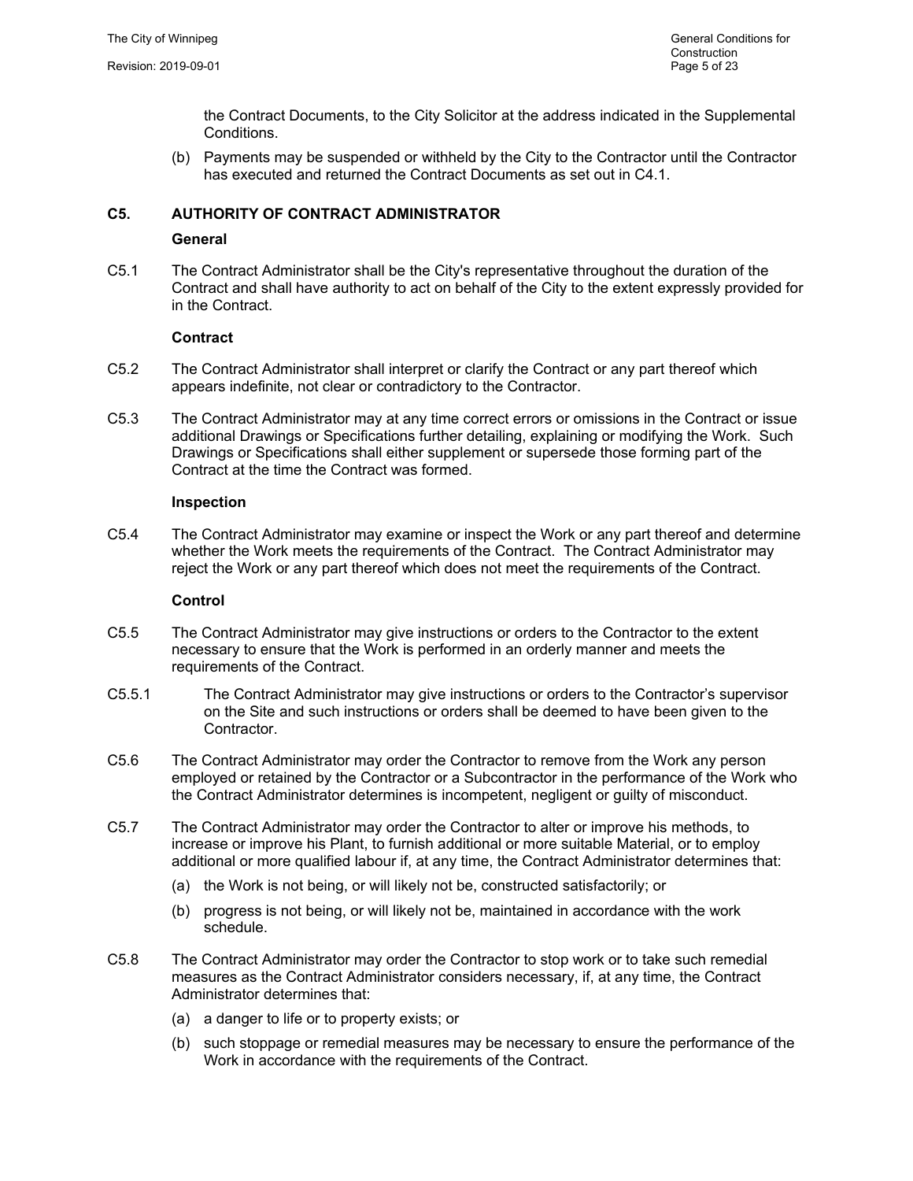the Contract Documents, to the City Solicitor at the address indicated in the Supplemental Conditions.

(b) Payments may be suspended or withheld by the City to the Contractor until the Contractor has executed and returned the Contract Documents as set out in C4.1.

## C5. AUTHORITY OF CONTRACT ADMINISTRATOR

**General**

C5.1 The Contract Administrator shall be the City's representative throughout the duration of the Contract and shall have authority to act on behalf of the City to the extent expressly provided for in the Contract.

**Contract**

C5.2 The Contract Administrator shall interpret or clarify the Contract or any part thereof which appears indefinite, not clear or contradictory to the Contractor.

C5.3 The Contract Administrator may at any time correct errors or omissions in the Contract or issue additional Drawings or Specifications further detailing, explaining or modifying the Work. Such Drawings or Specifications shall either supplement or supersede those forming part of the Contract at the time the Contract was formed.

**Inspection**

C5.4 The Contract Administrator may examine or inspect the Work or any part thereof and determine whether the Work meets the requirements of the Contract. The Contract Administrator may reject the Work or any part thereof which does not meet the requirements of the Contract.

**Control**

C5.5 The Contract Administrator may give instructions or orders to the Contractor to the extent necessary to ensure that the Work is performed in an orderly manner and meets the requirements of the Contract.

C5.5.1 The Contract Administrator may give instructions or orders to the Contractor's supervisor on the Site and such instructions or orders shall be deemed to have been given to the Contractor.

C5.6 The Contract Administrator may order the Contractor to remove from the Work any person employed or retained by the Contractor or a Subcontractor in the performance of the Work who the Contract Administrator determines is incompetent, negligent or guilty of misconduct.

C5.7 The Contract Administrator may order the Contractor to alter or improve his methods, to increase or improve his Plant, to furnish additional or more suitable Material, or to employ additional or more qualified labour if, at any time, the Contract Administrator determines that:

(a) the Work is not being, or will likely not be, constructed satisfactorily; or

(b) progress is not being, or will likely not be, maintained in accordance with the work schedule.

C5.8 The Contract Administrator may order the Contractor to stop work or to take such remedial measures as the Contract Administrator considers necessary, if, at any time, the Contract Administrator determines that:

(a) a danger to life or to property exists; or

(b) such stoppage or remedial measures may be necessary to ensure the performance of the Work in accordance with the requirements of the Contract.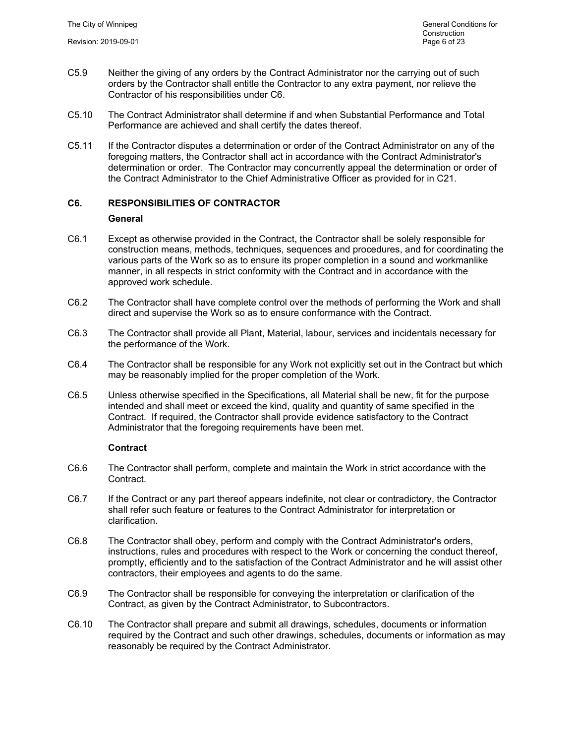C5.9 Neither the giving of any orders by the Contract Administrator nor the carrying out of such orders by the Contractor shall entitle the Contractor to any extra payment, nor relieve the Contractor of his responsibilities under C6.

C5.10 The Contract Administrator shall determine if and when Substantial Performance and Total Performance are achieved and shall certify the dates thereof.

C5.11 If the Contractor disputes a determination or order of the Contract Administrator on any of the foregoing matters, the Contractor shall act in accordance with the Contract Administrator's determination or order. The Contractor may concurrently appeal the determination or order of the Contract Administrator to the Chief Administrative Officer as provided for in C21.

## C6. RESPONSIBILITIES OF CONTRACTOR

### General

C6.1 Except as otherwise provided in the Contract, the Contractor shall be solely responsible for construction means, methods, techniques, sequences and procedures, and for coordinating the various parts of the Work so as to ensure its proper completion in a sound and workmanlike manner, in all respects in strict conformity with the Contract and in accordance with the approved work schedule.

C6.2 The Contractor shall have complete control over the methods of performing the Work and shall direct and supervise the Work so as to ensure conformance with the Contract.

C6.3 The Contractor shall provide all Plant, Material, labour, services and incidentals necessary for the performance of the Work.

C6.4 The Contractor shall be responsible for any Work not explicitly set out in the Contract but which may be reasonably implied for the proper completion of the Work.

C6.5 Unless otherwise specified in the Specifications, all Material shall be new, fit for the purpose intended and shall meet or exceed the kind, quality and quantity of same specified in the Contract. If required, the Contractor shall provide evidence satisfactory to the Contract Administrator that the foregoing requirements have been met.

### Contract

C6.6 The Contractor shall perform, complete and maintain the Work in strict accordance with the Contract.

C6.7 If the Contract or any part thereof appears indefinite, not clear or contradictory, the Contractor shall refer such feature or features to the Contract Administrator for interpretation or clarification.

C6.8 The Contractor shall obey, perform and comply with the Contract Administrator's orders, instructions, rules and procedures with respect to the Work or concerning the conduct thereof, promptly, efficiently and to the satisfaction of the Contract Administrator and he will assist other contractors, their employees and agents to do the same.

C6.9 The Contractor shall be responsible for conveying the interpretation or clarification of the Contract, as given by the Contract Administrator, to Subcontractors.

C6.10 The Contractor shall prepare and submit all drawings, schedules, documents or information required by the Contract and such other drawings, schedules, documents or information as may reasonably be required by the Contract Administrator.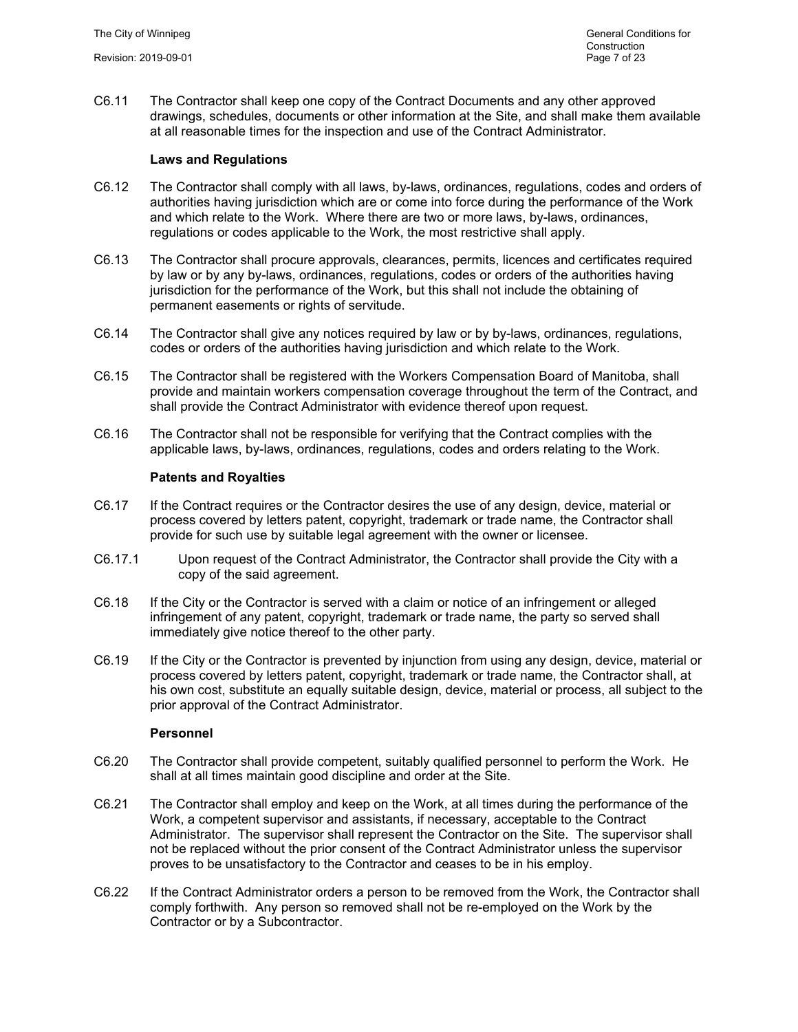C6.11 The Contractor shall keep one copy of the Contract Documents and any other approved drawings, schedules, documents or other information at the Site, and shall make them available at all reasonable times for the inspection and use of the Contract Administrator.

**Laws and Regulations**

C6.12 The Contractor shall comply with all laws, by-laws, ordinances, regulations, codes and orders of authorities having jurisdiction which are or come into force during the performance of the Work and which relate to the Work. Where there are two or more laws, by-laws, ordinances, regulations or codes applicable to the Work, the most restrictive shall apply.

C6.13 The Contractor shall procure approvals, clearances, permits, licences and certificates required by law or by any by-laws, ordinances, regulations, codes or orders of the authorities having jurisdiction for the performance of the Work, but this shall not include the obtaining of permanent easements or rights of servitude.

C6.14 The Contractor shall give any notices required by law or by by-laws, ordinances, regulations, codes or orders of the authorities having jurisdiction and which relate to the Work.

C6.15 The Contractor shall be registered with the Workers Compensation Board of Manitoba, shall provide and maintain workers compensation coverage throughout the term of the Contract, and shall provide the Contract Administrator with evidence thereof upon request.

C6.16 The Contractor shall not be responsible for verifying that the Contract complies with the applicable laws, by-laws, ordinances, regulations, codes and orders relating to the Work.

**Patents and Royalties**

C6.17 If the Contract requires or the Contractor desires the use of any design, device, material or process covered by letters patent, copyright, trademark or trade name, the Contractor shall provide for such use by suitable legal agreement with the owner or licensee.

C6.17.1 Upon request of the Contract Administrator, the Contractor shall provide the City with a copy of the said agreement.

C6.18 If the City or the Contractor is served with a claim or notice of an infringement or alleged infringement of any patent, copyright, trademark or trade name, the party so served shall immediately give notice thereof to the other party.

C6.19 If the City or the Contractor is prevented by injunction from using any design, device, material or process covered by letters patent, copyright, trademark or trade name, the Contractor shall, at his own cost, substitute an equally suitable design, device, material or process, all subject to the prior approval of the Contract Administrator.

**Personnel**

C6.20 The Contractor shall provide competent, suitably qualified personnel to perform the Work. He shall at all times maintain good discipline and order at the Site.

C6.21 The Contractor shall employ and keep on the Work, at all times during the performance of the Work, a competent supervisor and assistants, if necessary, acceptable to the Contract Administrator. The supervisor shall represent the Contractor on the Site. The supervisor shall not be replaced without the prior consent of the Contract Administrator unless the supervisor proves to be unsatisfactory to the Contractor and ceases to be in his employ.

C6.22 If the Contract Administrator orders a person to be removed from the Work, the Contractor shall comply forthwith. Any person so removed shall not be re-employed on the Work by the Contractor or by a Subcontractor.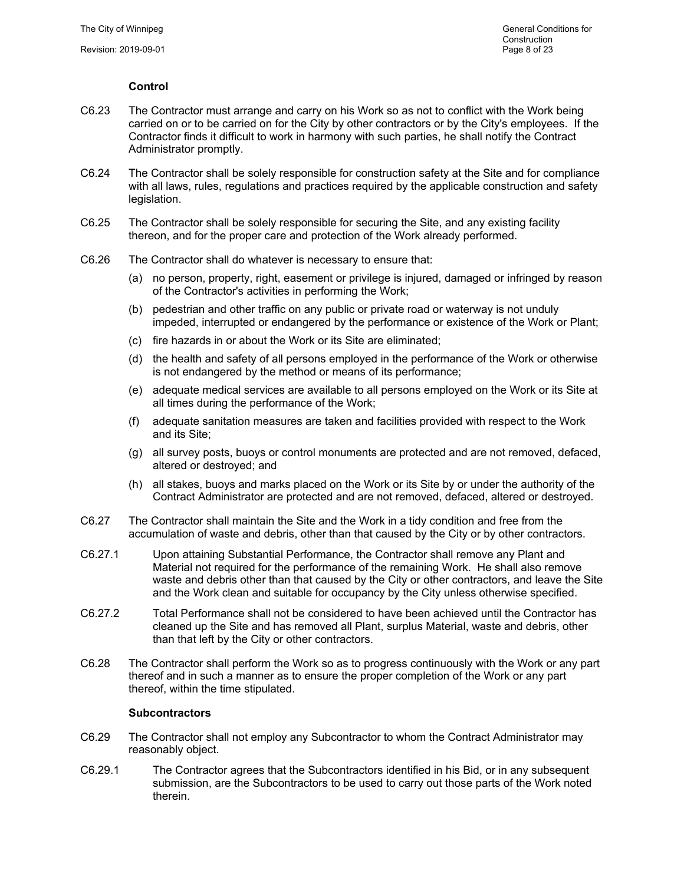### Control

C6.23 The Contractor must arrange and carry on his Work so as not to conflict with the Work being carried on or to be carried on for the City by other contractors or by the City's employees. If the Contractor finds it difficult to work in harmony with such parties, he shall notify the Contract Administrator promptly.

C6.24 The Contractor shall be solely responsible for construction safety at the Site and for compliance with all laws, rules, regulations and practices required by the applicable construction and safety legislation.

C6.25 The Contractor shall be solely responsible for securing the Site, and any existing facility thereon, and for the proper care and protection of the Work already performed.

C6.26 The Contractor shall do whatever is necessary to ensure that:

- (a) no person, property, right, easement or privilege is injured, damaged or infringed by reason of the Contractor's activities in performing the Work;
- (b) pedestrian and other traffic on any public or private road or waterway is not unduly impeded, interrupted or endangered by the performance or existence of the Work or Plant;
- (c) fire hazards in or about the Work or its Site are eliminated;
- (d) the health and safety of all persons employed in the performance of the Work or otherwise is not endangered by the method or means of its performance;
- (e) adequate medical services are available to all persons employed on the Work or its Site at all times during the performance of the Work;
- (f) adequate sanitation measures are taken and facilities provided with respect to the Work and its Site;
- (g) all survey posts, buoys or control monuments are protected and are not removed, defaced, altered or destroyed; and
- (h) all stakes, buoys and marks placed on the Work or its Site by or under the authority of the Contract Administrator are protected and are not removed, defaced, altered or destroyed.

C6.27 The Contractor shall maintain the Site and the Work in a tidy condition and free from the accumulation of waste and debris, other than that caused by the City or by other contractors.

C6.27.1 Upon attaining Substantial Performance, the Contractor shall remove any Plant and Material not required for the performance of the remaining Work. He shall also remove waste and debris other than that caused by the City or other contractors, and leave the Site and the Work clean and suitable for occupancy by the City unless otherwise specified.

C6.27.2 Total Performance shall not be considered to have been achieved until the Contractor has cleaned up the Site and has removed all Plant, surplus Material, waste and debris, other than that left by the City or other contractors.

C6.28 The Contractor shall perform the Work so as to progress continuously with the Work or any part thereof and in such a manner as to ensure the proper completion of the Work or any part thereof, within the time stipulated.

### Subcontractors

C6.29 The Contractor shall not employ any Subcontractor to whom the Contract Administrator may reasonably object.

C6.29.1 The Contractor agrees that the Subcontractors identified in his Bid, or in any subsequent submission, are the Subcontractors to be used to carry out those parts of the Work noted therein.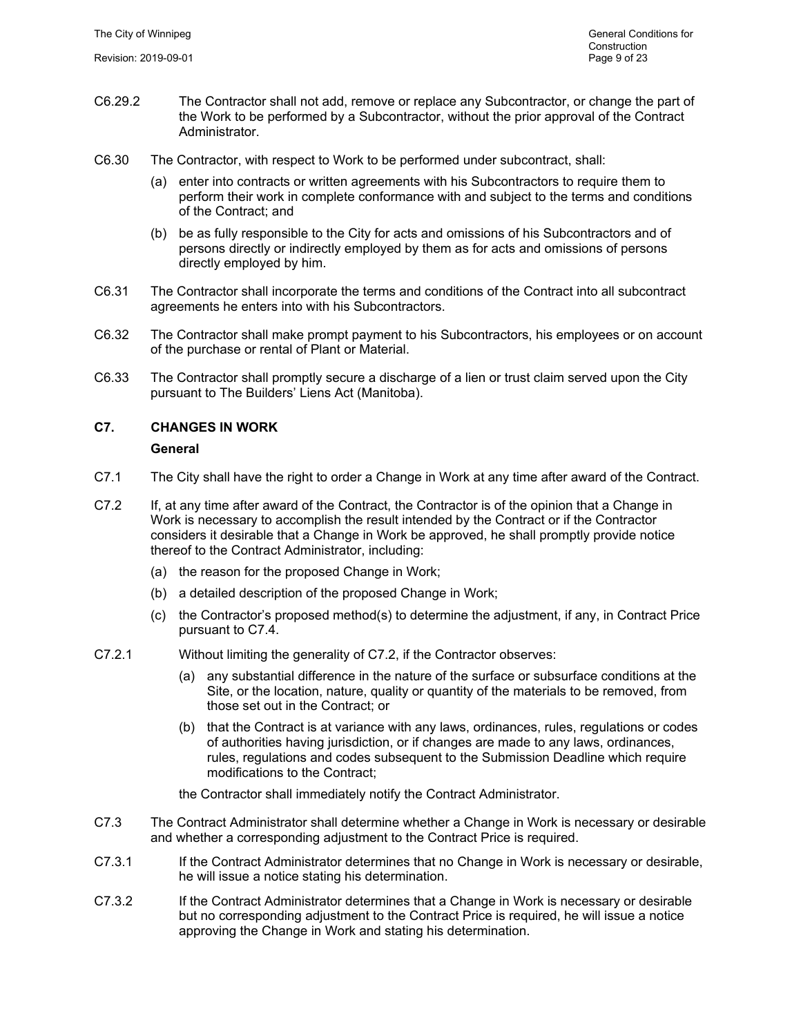C6.29.2 The Contractor shall not add, remove or replace any Subcontractor, or change the part of the Work to be performed by a Subcontractor, without the prior approval of the Contract Administrator.

C6.30 The Contractor, with respect to Work to be performed under subcontract, shall:

(a) enter into contracts or written agreements with his Subcontractors to require them to perform their work in complete conformance with and subject to the terms and conditions of the Contract; and

(b) be as fully responsible to the City for acts and omissions of his Subcontractors and of persons directly or indirectly employed by them as for acts and omissions of persons directly employed by him.

C6.31 The Contractor shall incorporate the terms and conditions of the Contract into all subcontract agreements he enters into with his Subcontractors.

C6.32 The Contractor shall make prompt payment to his Subcontractors, his employees or on account of the purchase or rental of Plant or Material.

C6.33 The Contractor shall promptly secure a discharge of a lien or trust claim served upon the City pursuant to The Builders' Liens Act (Manitoba).

## C7. CHANGES IN WORK

**General**

C7.1 The City shall have the right to order a Change in Work at any time after award of the Contract.

C7.2 If, at any time after award of the Contract, the Contractor is of the opinion that a Change in Work is necessary to accomplish the result intended by the Contract or if the Contractor considers it desirable that a Change in Work be approved, he shall promptly provide notice thereof to the Contract Administrator, including:

(a) the reason for the proposed Change in Work;

(b) a detailed description of the proposed Change in Work;

(c) the Contractor's proposed method(s) to determine the adjustment, if any, in Contract Price pursuant to C7.4.

C7.2.1 Without limiting the generality of C7.2, if the Contractor observes:

(a) any substantial difference in the nature of the surface or subsurface conditions at the Site, or the location, nature, quality or quantity of the materials to be removed, from those set out in the Contract; or

(b) that the Contract is at variance with any laws, ordinances, rules, regulations or codes of authorities having jurisdiction, or if changes are made to any laws, ordinances, rules, regulations and codes subsequent to the Submission Deadline which require modifications to the Contract;

the Contractor shall immediately notify the Contract Administrator.

C7.3 The Contract Administrator shall determine whether a Change in Work is necessary or desirable and whether a corresponding adjustment to the Contract Price is required.

C7.3.1 If the Contract Administrator determines that no Change in Work is necessary or desirable, he will issue a notice stating his determination.

C7.3.2 If the Contract Administrator determines that a Change in Work is necessary or desirable but no corresponding adjustment to the Contract Price is required, he will issue a notice approving the Change in Work and stating his determination.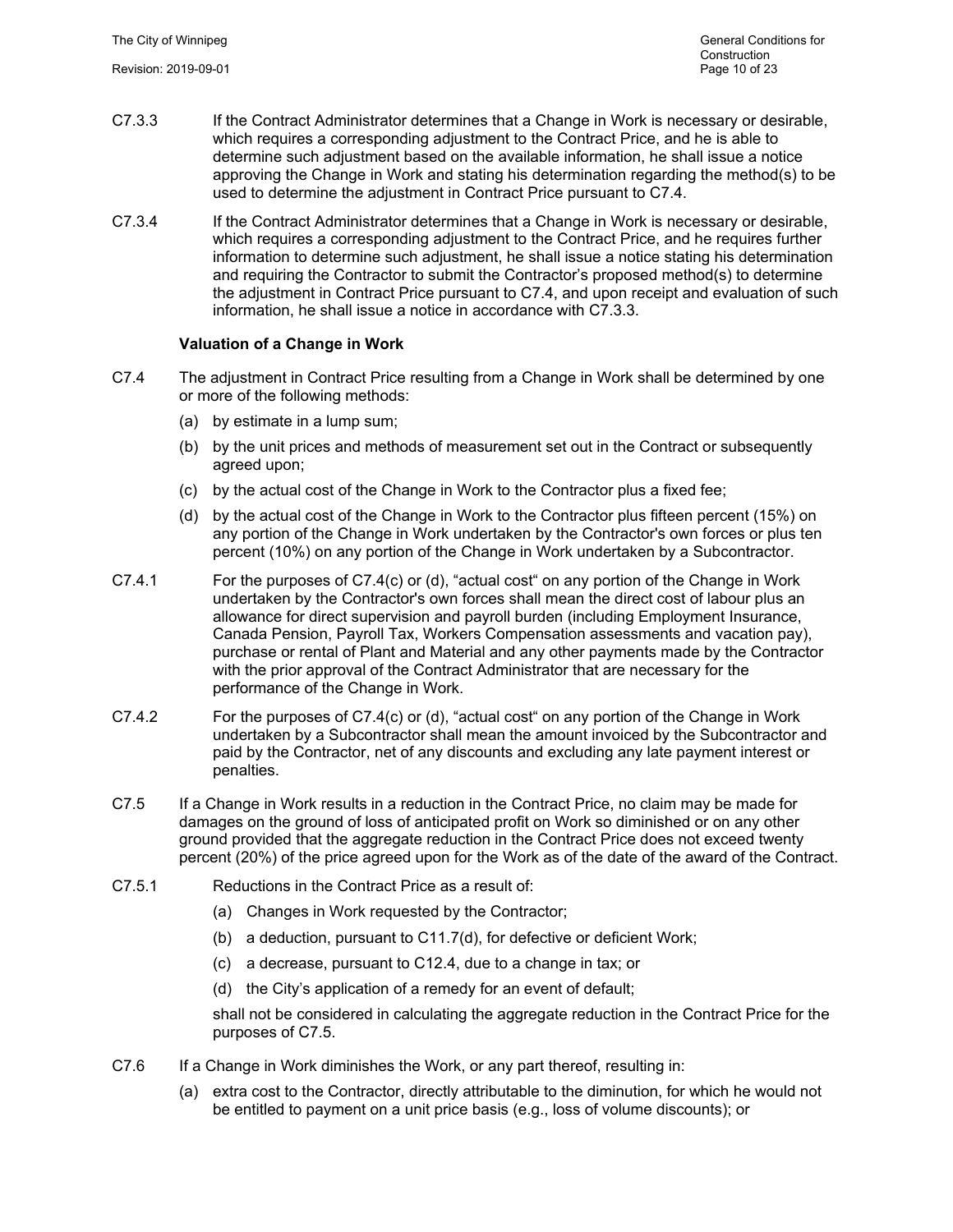C7.3.3 If the Contract Administrator determines that a Change in Work is necessary or desirable, which requires a corresponding adjustment to the Contract Price, and he is able to determine such adjustment based on the available information, he shall issue a notice approving the Change in Work and stating his determination regarding the method(s) to be used to determine the adjustment in Contract Price pursuant to C7.4.

C7.3.4 If the Contract Administrator determines that a Change in Work is necessary or desirable, which requires a corresponding adjustment to the Contract Price, and he requires further information to determine such adjustment, he shall issue a notice stating his determination and requiring the Contractor to submit the Contractor's proposed method(s) to determine the adjustment in Contract Price pursuant to C7.4, and upon receipt and evaluation of such information, he shall issue a notice in accordance with C7.3.3.

**Valuation of a Change in Work**

C7.4 The adjustment in Contract Price resulting from a Change in Work shall be determined by one or more of the following methods:

(a) by estimate in a lump sum;

(b) by the unit prices and methods of measurement set out in the Contract or subsequently agreed upon;

(c) by the actual cost of the Change in Work to the Contractor plus a fixed fee;

(d) by the actual cost of the Change in Work to the Contractor plus fifteen percent (15%) on any portion of the Change in Work undertaken by the Contractor's own forces or plus ten percent (10%) on any portion of the Change in Work undertaken by a Subcontractor.

C7.4.1 For the purposes of C7.4(c) or (d), "actual cost" on any portion of the Change in Work undertaken by the Contractor's own forces shall mean the direct cost of labour plus an allowance for direct supervision and payroll burden (including Employment Insurance, Canada Pension, Payroll Tax, Workers Compensation assessments and vacation pay), purchase or rental of Plant and Material and any other payments made by the Contractor with the prior approval of the Contract Administrator that are necessary for the performance of the Change in Work.

C7.4.2 For the purposes of C7.4(c) or (d), "actual cost" on any portion of the Change in Work undertaken by a Subcontractor shall mean the amount invoiced by the Subcontractor and paid by the Contractor, net of any discounts and excluding any late payment interest or penalties.

C7.5 If a Change in Work results in a reduction in the Contract Price, no claim may be made for damages on the ground of loss of anticipated profit on Work so diminished or on any other ground provided that the aggregate reduction in the Contract Price does not exceed twenty percent (20%) of the price agreed upon for the Work as of the date of the award of the Contract.

C7.5.1 Reductions in the Contract Price as a result of:

(a) Changes in Work requested by the Contractor;

(b) a deduction, pursuant to C11.7(d), for defective or deficient Work;

(c) a decrease, pursuant to C12.4, due to a change in tax; or

(d) the City's application of a remedy for an event of default;

shall not be considered in calculating the aggregate reduction in the Contract Price for the purposes of C7.5.

C7.6 If a Change in Work diminishes the Work, or any part thereof, resulting in:

(a) extra cost to the Contractor, directly attributable to the diminution, for which he would not be entitled to payment on a unit price basis (e.g., loss of volume discounts); or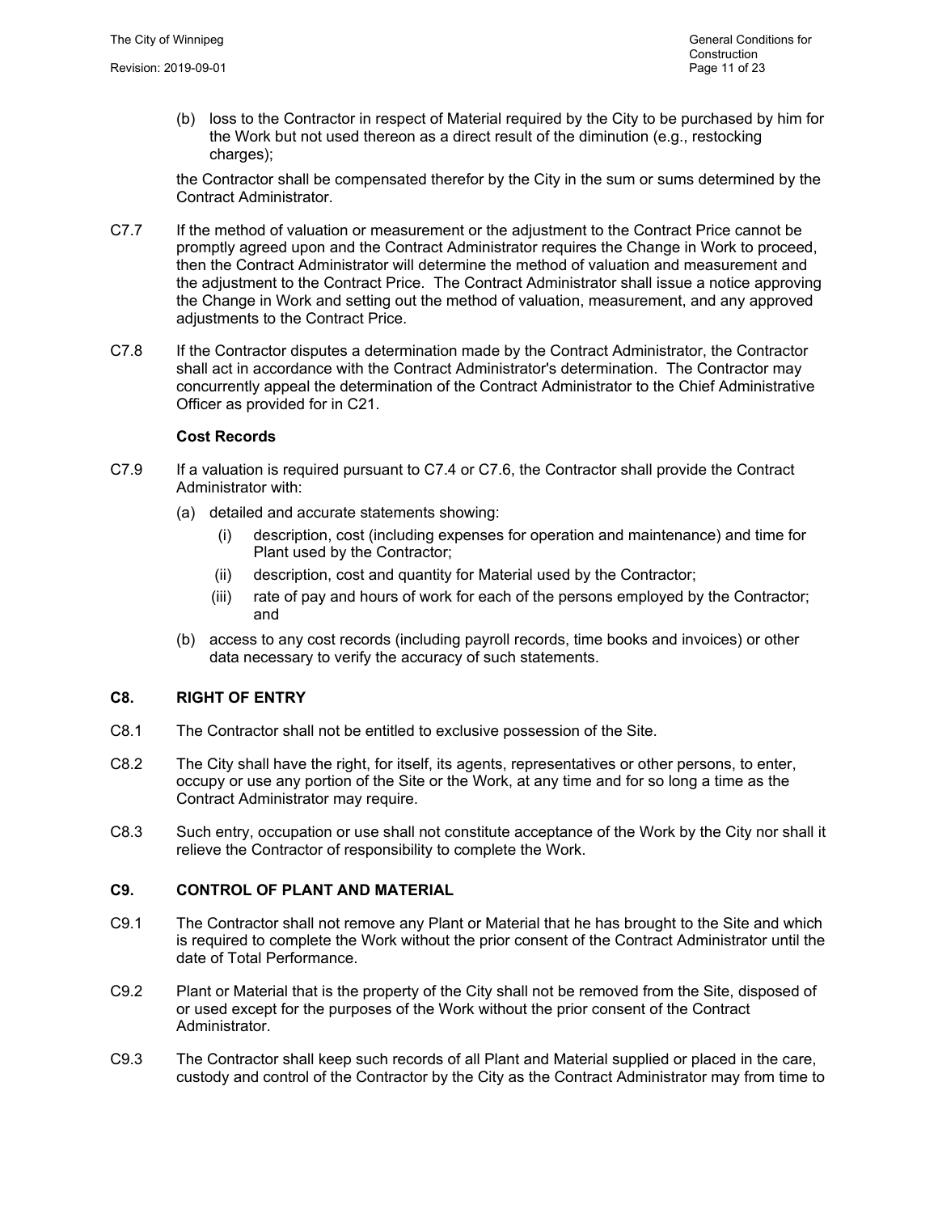(b) loss to the Contractor in respect of Material required by the City to be purchased by him for the Work but not used thereon as a direct result of the diminution (e.g., restocking charges);

the Contractor shall be compensated therefor by the City in the sum or sums determined by the Contract Administrator.

C7.7 If the method of valuation or measurement or the adjustment to the Contract Price cannot be promptly agreed upon and the Contract Administrator requires the Change in Work to proceed, then the Contract Administrator will determine the method of valuation and measurement and the adjustment to the Contract Price. The Contract Administrator shall issue a notice approving the Change in Work and setting out the method of valuation, measurement, and any approved adjustments to the Contract Price.

C7.8 If the Contractor disputes a determination made by the Contract Administrator, the Contractor shall act in accordance with the Contract Administrator's determination. The Contractor may concurrently appeal the determination of the Contract Administrator to the Chief Administrative Officer as provided for in C21.

**Cost Records**

C7.9 If a valuation is required pursuant to C7.4 or C7.6, the Contractor shall provide the Contract Administrator with:

(a) detailed and accurate statements showing:

(i) description, cost (including expenses for operation and maintenance) and time for Plant used by the Contractor;

(ii) description, cost and quantity for Material used by the Contractor;

(iii) rate of pay and hours of work for each of the persons employed by the Contractor; and

(b) access to any cost records (including payroll records, time books and invoices) or other data necessary to verify the accuracy of such statements.

## C8. RIGHT OF ENTRY

C8.1 The Contractor shall not be entitled to exclusive possession of the Site.

C8.2 The City shall have the right, for itself, its agents, representatives or other persons, to enter, occupy or use any portion of the Site or the Work, at any time and for so long a time as the Contract Administrator may require.

C8.3 Such entry, occupation or use shall not constitute acceptance of the Work by the City nor shall it relieve the Contractor of responsibility to complete the Work.

## C9. CONTROL OF PLANT AND MATERIAL

C9.1 The Contractor shall not remove any Plant or Material that he has brought to the Site and which is required to complete the Work without the prior consent of the Contract Administrator until the date of Total Performance.

C9.2 Plant or Material that is the property of the City shall not be removed from the Site, disposed of or used except for the purposes of the Work without the prior consent of the Contract Administrator.

C9.3 The Contractor shall keep such records of all Plant and Material supplied or placed in the care, custody and control of the Contractor by the City as the Contract Administrator may from time to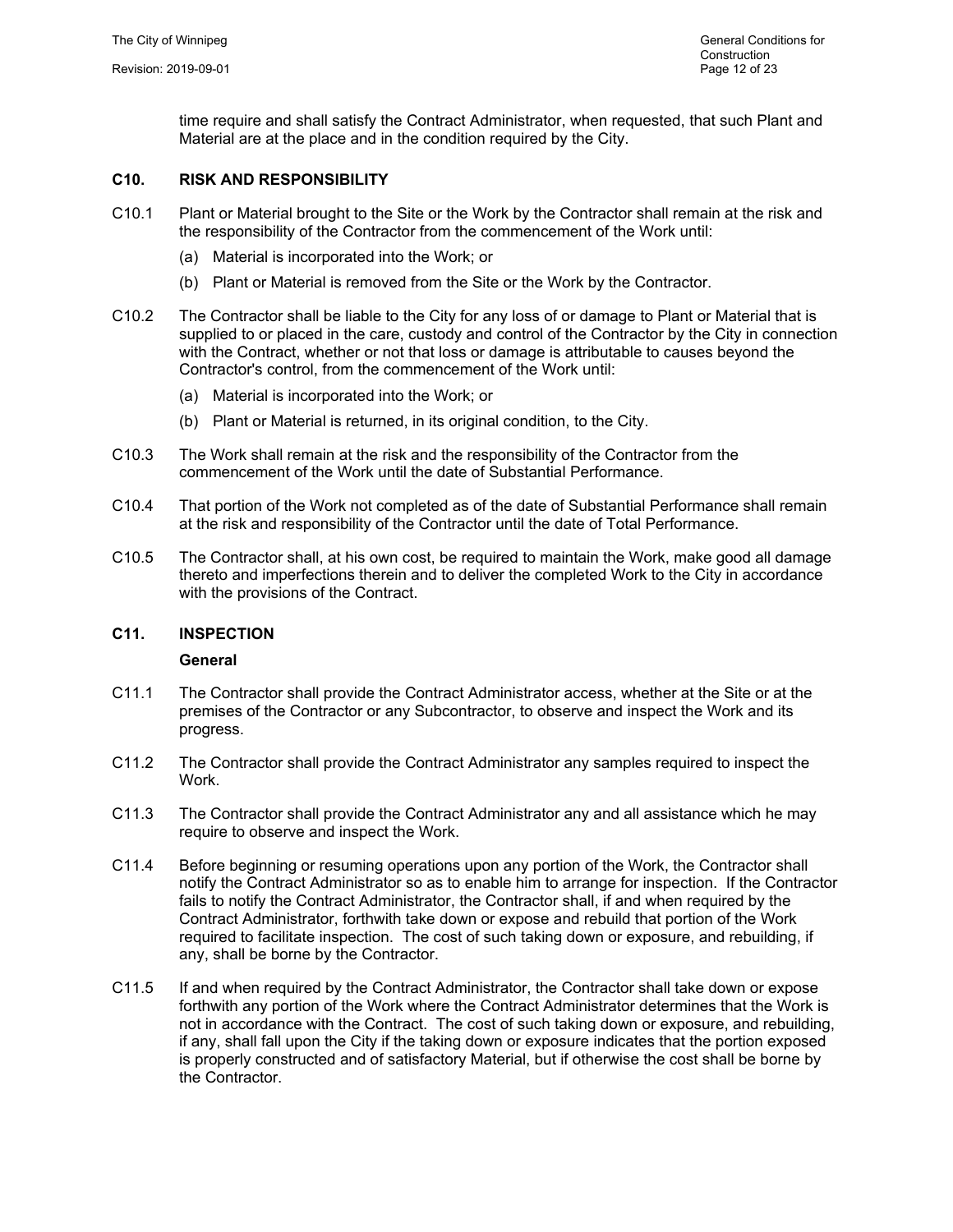time require and shall satisfy the Contract Administrator, when requested, that such Plant and Material are at the place and in the condition required by the City.

## C10. RISK AND RESPONSIBILITY

C10.1 Plant or Material brought to the Site or the Work by the Contractor shall remain at the risk and the responsibility of the Contractor from the commencement of the Work until:

(a) Material is incorporated into the Work; or

(b) Plant or Material is removed from the Site or the Work by the Contractor.

C10.2 The Contractor shall be liable to the City for any loss of or damage to Plant or Material that is supplied to or placed in the care, custody and control of the Contractor by the City in connection with the Contract, whether or not that loss or damage is attributable to causes beyond the Contractor's control, from the commencement of the Work until:

(a) Material is incorporated into the Work; or

(b) Plant or Material is returned, in its original condition, to the City.

C10.3 The Work shall remain at the risk and the responsibility of the Contractor from the commencement of the Work until the date of Substantial Performance.

C10.4 That portion of the Work not completed as of the date of Substantial Performance shall remain at the risk and responsibility of the Contractor until the date of Total Performance.

C10.5 The Contractor shall, at his own cost, be required to maintain the Work, make good all damage thereto and imperfections therein and to deliver the completed Work to the City in accordance with the provisions of the Contract.

## C11. INSPECTION

### General

C11.1 The Contractor shall provide the Contract Administrator access, whether at the Site or at the premises of the Contractor or any Subcontractor, to observe and inspect the Work and its progress.

C11.2 The Contractor shall provide the Contract Administrator any samples required to inspect the Work.

C11.3 The Contractor shall provide the Contract Administrator any and all assistance which he may require to observe and inspect the Work.

C11.4 Before beginning or resuming operations upon any portion of the Work, the Contractor shall notify the Contract Administrator so as to enable him to arrange for inspection. If the Contractor fails to notify the Contract Administrator, the Contractor shall, if and when required by the Contract Administrator, forthwith take down or expose and rebuild that portion of the Work required to facilitate inspection. The cost of such taking down or exposure, and rebuilding, if any, shall be borne by the Contractor.

C11.5 If and when required by the Contract Administrator, the Contractor shall take down or expose forthwith any portion of the Work where the Contract Administrator determines that the Work is not in accordance with the Contract. The cost of such taking down or exposure, and rebuilding, if any, shall fall upon the City if the taking down or exposure indicates that the portion exposed is properly constructed and of satisfactory Material, but if otherwise the cost shall be borne by the Contractor.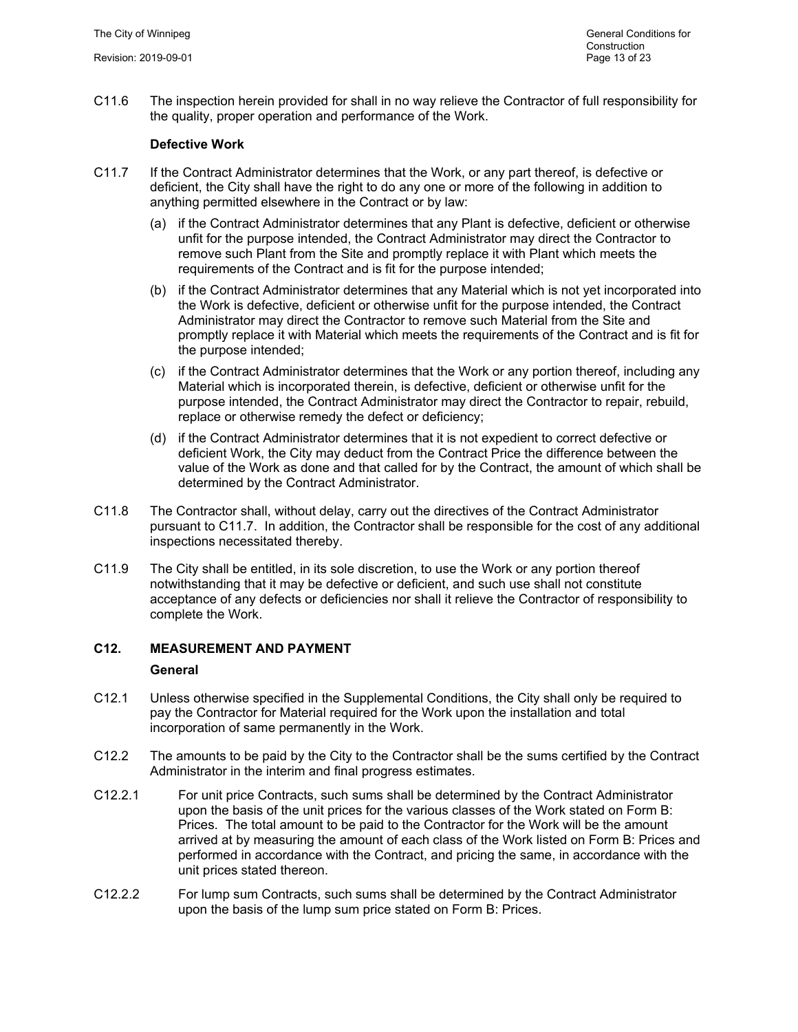C11.6 The inspection herein provided for shall in no way relieve the Contractor of full responsibility for the quality, proper operation and performance of the Work.

**Defective Work**

C11.7 If the Contract Administrator determines that the Work, or any part thereof, is defective or deficient, the City shall have the right to do any one or more of the following in addition to anything permitted elsewhere in the Contract or by law:

(a) if the Contract Administrator determines that any Plant is defective, deficient or otherwise unfit for the purpose intended, the Contract Administrator may direct the Contractor to remove such Plant from the Site and promptly replace it with Plant which meets the requirements of the Contract and is fit for the purpose intended;

(b) if the Contract Administrator determines that any Material which is not yet incorporated into the Work is defective, deficient or otherwise unfit for the purpose intended, the Contract Administrator may direct the Contractor to remove such Material from the Site and promptly replace it with Material which meets the requirements of the Contract and is fit for the purpose intended;

(c) if the Contract Administrator determines that the Work or any portion thereof, including any Material which is incorporated therein, is defective, deficient or otherwise unfit for the purpose intended, the Contract Administrator may direct the Contractor to repair, rebuild, replace or otherwise remedy the defect or deficiency;

(d) if the Contract Administrator determines that it is not expedient to correct defective or deficient Work, the City may deduct from the Contract Price the difference between the value of the Work as done and that called for by the Contract, the amount of which shall be determined by the Contract Administrator.

C11.8 The Contractor shall, without delay, carry out the directives of the Contract Administrator pursuant to C11.7. In addition, the Contractor shall be responsible for the cost of any additional inspections necessitated thereby.

C11.9 The City shall be entitled, in its sole discretion, to use the Work or any portion thereof notwithstanding that it may be defective or deficient, and such use shall not constitute acceptance of any defects or deficiencies nor shall it relieve the Contractor of responsibility to complete the Work.

## C12. MEASUREMENT AND PAYMENT

**General**

C12.1 Unless otherwise specified in the Supplemental Conditions, the City shall only be required to pay the Contractor for Material required for the Work upon the installation and total incorporation of same permanently in the Work.

C12.2 The amounts to be paid by the City to the Contractor shall be the sums certified by the Contract Administrator in the interim and final progress estimates.

C12.2.1 For unit price Contracts, such sums shall be determined by the Contract Administrator upon the basis of the unit prices for the various classes of the Work stated on Form B: Prices. The total amount to be paid to the Contractor for the Work will be the amount arrived at by measuring the amount of each class of the Work listed on Form B: Prices and performed in accordance with the Contract, and pricing the same, in accordance with the unit prices stated thereon.

C12.2.2 For lump sum Contracts, such sums shall be determined by the Contract Administrator upon the basis of the lump sum price stated on Form B: Prices.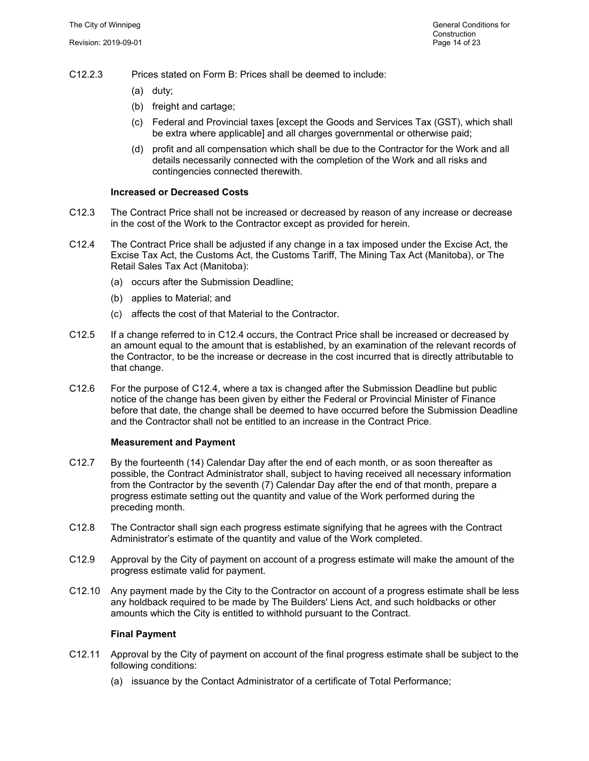C12.2.3 Prices stated on Form B: Prices shall be deemed to include:

(a) duty;

(b) freight and cartage;

(c) Federal and Provincial taxes [except the Goods and Services Tax (GST), which shall be extra where applicable] and all charges governmental or otherwise paid;

(d) profit and all compensation which shall be due to the Contractor for the Work and all details necessarily connected with the completion of the Work and all risks and contingencies connected therewith.

**Increased or Decreased Costs**

C12.3 The Contract Price shall not be increased or decreased by reason of any increase or decrease in the cost of the Work to the Contractor except as provided for herein.

C12.4 The Contract Price shall be adjusted if any change in a tax imposed under the Excise Act, the Excise Tax Act, the Customs Act, the Customs Tariff, The Mining Tax Act (Manitoba), or The Retail Sales Tax Act (Manitoba):

(a) occurs after the Submission Deadline;

(b) applies to Material; and

(c) affects the cost of that Material to the Contractor.

C12.5 If a change referred to in C12.4 occurs, the Contract Price shall be increased or decreased by an amount equal to the amount that is established, by an examination of the relevant records of the Contractor, to be the increase or decrease in the cost incurred that is directly attributable to that change.

C12.6 For the purpose of C12.4, where a tax is changed after the Submission Deadline but public notice of the change has been given by either the Federal or Provincial Minister of Finance before that date, the change shall be deemed to have occurred before the Submission Deadline and the Contractor shall not be entitled to an increase in the Contract Price.

**Measurement and Payment**

C12.7 By the fourteenth (14) Calendar Day after the end of each month, or as soon thereafter as possible, the Contract Administrator shall, subject to having received all necessary information from the Contractor by the seventh (7) Calendar Day after the end of that month, prepare a progress estimate setting out the quantity and value of the Work performed during the preceding month.

C12.8 The Contractor shall sign each progress estimate signifying that he agrees with the Contract Administrator's estimate of the quantity and value of the Work completed.

C12.9 Approval by the City of payment on account of a progress estimate will make the amount of the progress estimate valid for payment.

C12.10 Any payment made by the City to the Contractor on account of a progress estimate shall be less any holdback required to be made by The Builders' Liens Act, and such holdbacks or other amounts which the City is entitled to withhold pursuant to the Contract.

**Final Payment**

C12.11 Approval by the City of payment on account of the final progress estimate shall be subject to the following conditions:

(a) issuance by the Contact Administrator of a certificate of Total Performance;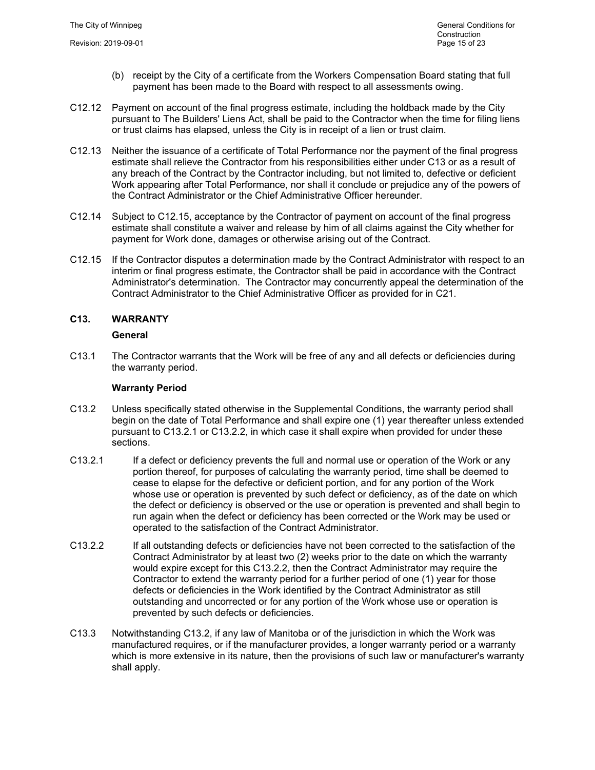(b) receipt by the City of a certificate from the Workers Compensation Board stating that full payment has been made to the Board with respect to all assessments owing.

C12.12 Payment on account of the final progress estimate, including the holdback made by the City pursuant to The Builders' Liens Act, shall be paid to the Contractor when the time for filing liens or trust claims has elapsed, unless the City is in receipt of a lien or trust claim.

C12.13 Neither the issuance of a certificate of Total Performance nor the payment of the final progress estimate shall relieve the Contractor from his responsibilities either under C13 or as a result of any breach of the Contract by the Contractor including, but not limited to, defective or deficient Work appearing after Total Performance, nor shall it conclude or prejudice any of the powers of the Contract Administrator or the Chief Administrative Officer hereunder.

C12.14 Subject to C12.15, acceptance by the Contractor of payment on account of the final progress estimate shall constitute a waiver and release by him of all claims against the City whether for payment for Work done, damages or otherwise arising out of the Contract.

C12.15 If the Contractor disputes a determination made by the Contract Administrator with respect to an interim or final progress estimate, the Contractor shall be paid in accordance with the Contract Administrator's determination. The Contractor may concurrently appeal the determination of the Contract Administrator to the Chief Administrative Officer as provided for in C21.

## C13. WARRANTY

**General**

C13.1 The Contractor warrants that the Work will be free of any and all defects or deficiencies during the warranty period.

**Warranty Period**

C13.2 Unless specifically stated otherwise in the Supplemental Conditions, the warranty period shall begin on the date of Total Performance and shall expire one (1) year thereafter unless extended pursuant to C13.2.1 or C13.2.2, in which case it shall expire when provided for under these sections.

C13.2.1 If a defect or deficiency prevents the full and normal use or operation of the Work or any portion thereof, for purposes of calculating the warranty period, time shall be deemed to cease to elapse for the defective or deficient portion, and for any portion of the Work whose use or operation is prevented by such defect or deficiency, as of the date on which the defect or deficiency is observed or the use or operation is prevented and shall begin to run again when the defect or deficiency has been corrected or the Work may be used or operated to the satisfaction of the Contract Administrator.

C13.2.2 If all outstanding defects or deficiencies have not been corrected to the satisfaction of the Contract Administrator by at least two (2) weeks prior to the date on which the warranty would expire except for this C13.2.2, then the Contract Administrator may require the Contractor to extend the warranty period for a further period of one (1) year for those defects or deficiencies in the Work identified by the Contract Administrator as still outstanding and uncorrected or for any portion of the Work whose use or operation is prevented by such defects or deficiencies.

C13.3 Notwithstanding C13.2, if any law of Manitoba or of the jurisdiction in which the Work was manufactured requires, or if the manufacturer provides, a longer warranty period or a warranty which is more extensive in its nature, then the provisions of such law or manufacturer's warranty shall apply.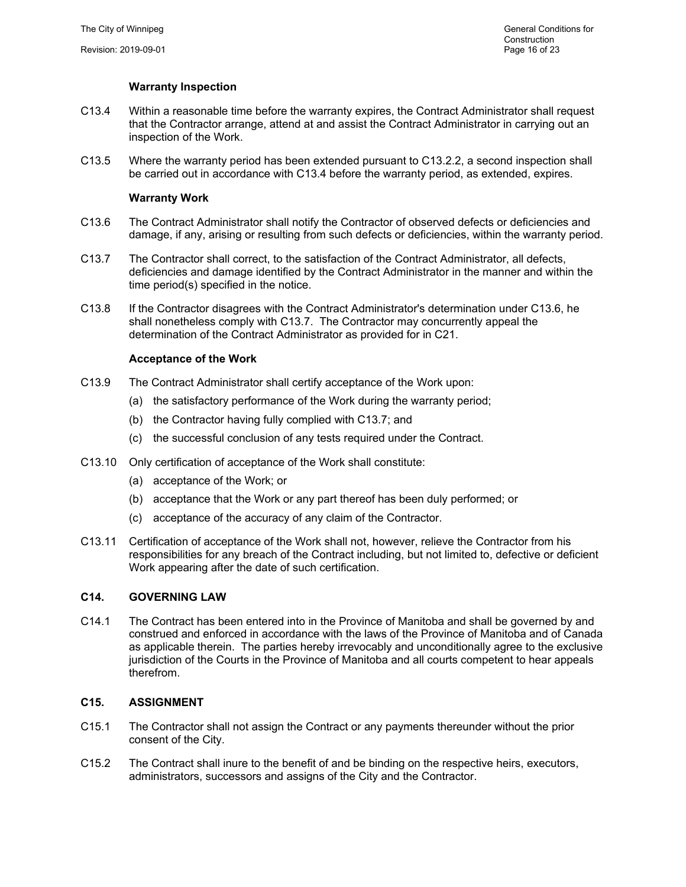**Warranty Inspection**

C13.4 Within a reasonable time before the warranty expires, the Contract Administrator shall request that the Contractor arrange, attend at and assist the Contract Administrator in carrying out an inspection of the Work.

C13.5 Where the warranty period has been extended pursuant to C13.2.2, a second inspection shall be carried out in accordance with C13.4 before the warranty period, as extended, expires.

**Warranty Work**

C13.6 The Contract Administrator shall notify the Contractor of observed defects or deficiencies and damage, if any, arising or resulting from such defects or deficiencies, within the warranty period.

C13.7 The Contractor shall correct, to the satisfaction of the Contract Administrator, all defects, deficiencies and damage identified by the Contract Administrator in the manner and within the time period(s) specified in the notice.

C13.8 If the Contractor disagrees with the Contract Administrator's determination under C13.6, he shall nonetheless comply with C13.7. The Contractor may concurrently appeal the determination of the Contract Administrator as provided for in C21.

**Acceptance of the Work**

C13.9 The Contract Administrator shall certify acceptance of the Work upon:

(a) the satisfactory performance of the Work during the warranty period;

(b) the Contractor having fully complied with C13.7; and

(c) the successful conclusion of any tests required under the Contract.

C13.10 Only certification of acceptance of the Work shall constitute:

(a) acceptance of the Work; or

(b) acceptance that the Work or any part thereof has been duly performed; or

(c) acceptance of the accuracy of any claim of the Contractor.

C13.11 Certification of acceptance of the Work shall not, however, relieve the Contractor from his responsibilities for any breach of the Contract including, but not limited to, defective or deficient Work appearing after the date of such certification.

## C14. GOVERNING LAW

C14.1 The Contract has been entered into in the Province of Manitoba and shall be governed by and construed and enforced in accordance with the laws of the Province of Manitoba and of Canada as applicable therein. The parties hereby irrevocably and unconditionally agree to the exclusive jurisdiction of the Courts in the Province of Manitoba and all courts competent to hear appeals therefrom.

## C15. ASSIGNMENT

C15.1 The Contractor shall not assign the Contract or any payments thereunder without the prior consent of the City.

C15.2 The Contract shall inure to the benefit of and be binding on the respective heirs, executors, administrators, successors and assigns of the City and the Contractor.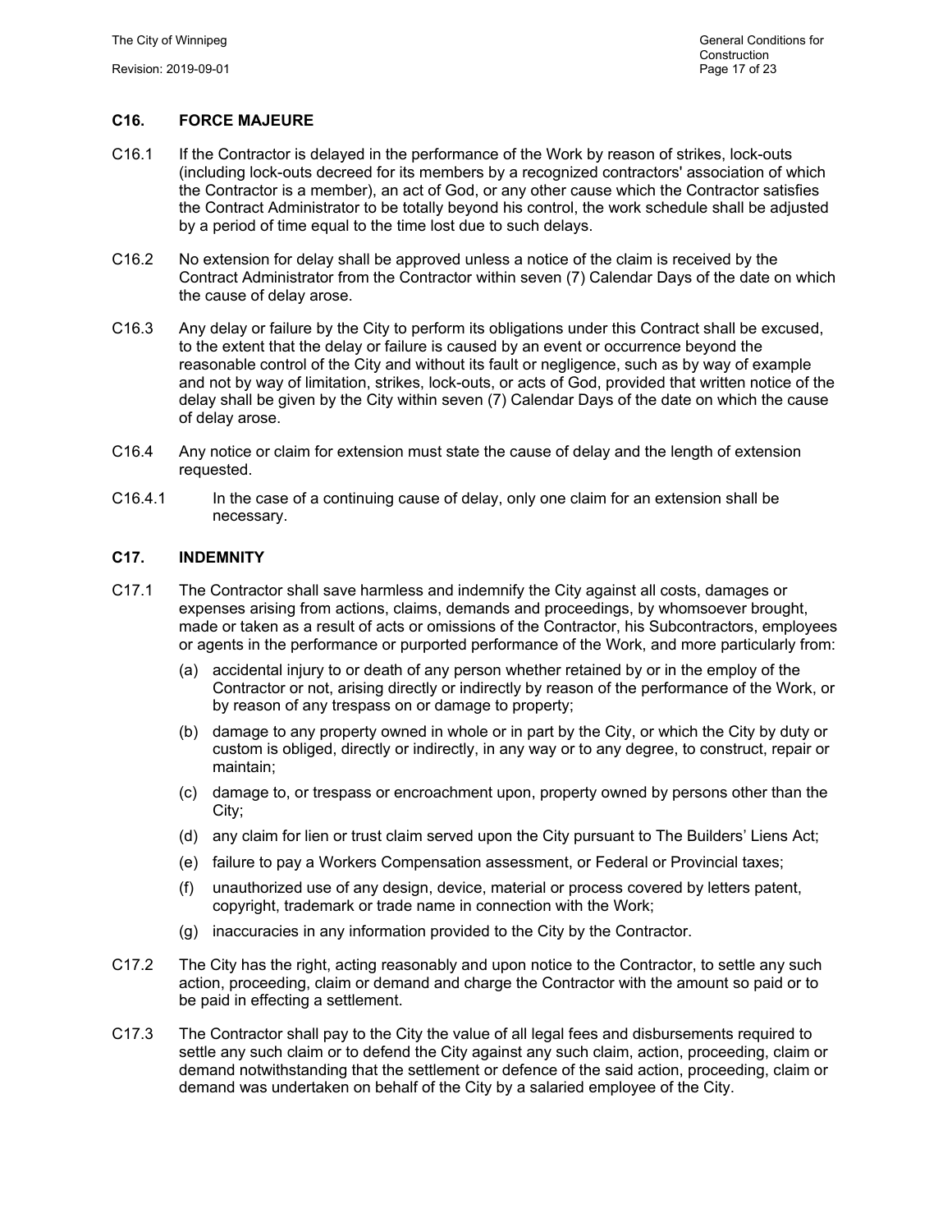## C16. FORCE MAJEURE

C16.1 If the Contractor is delayed in the performance of the Work by reason of strikes, lock-outs (including lock-outs decreed for its members by a recognized contractors' association of which the Contractor is a member), an act of God, or any other cause which the Contractor satisfies the Contract Administrator to be totally beyond his control, the work schedule shall be adjusted by a period of time equal to the time lost due to such delays.

C16.2 No extension for delay shall be approved unless a notice of the claim is received by the Contract Administrator from the Contractor within seven (7) Calendar Days of the date on which the cause of delay arose.

C16.3 Any delay or failure by the City to perform its obligations under this Contract shall be excused, to the extent that the delay or failure is caused by an event or occurrence beyond the reasonable control of the City and without its fault or negligence, such as by way of example and not by way of limitation, strikes, lock-outs, or acts of God, provided that written notice of the delay shall be given by the City within seven (7) Calendar Days of the date on which the cause of delay arose.

C16.4 Any notice or claim for extension must state the cause of delay and the length of extension requested.

C16.4.1 In the case of a continuing cause of delay, only one claim for an extension shall be necessary.

## C17. INDEMNITY

C17.1 The Contractor shall save harmless and indemnify the City against all costs, damages or expenses arising from actions, claims, demands and proceedings, by whomsoever brought, made or taken as a result of acts or omissions of the Contractor, his Subcontractors, employees or agents in the performance or purported performance of the Work, and more particularly from:

(a) accidental injury to or death of any person whether retained by or in the employ of the Contractor or not, arising directly or indirectly by reason of the performance of the Work, or by reason of any trespass on or damage to property;

(b) damage to any property owned in whole or in part by the City, or which the City by duty or custom is obliged, directly or indirectly, in any way or to any degree, to construct, repair or maintain;

(c) damage to, or trespass or encroachment upon, property owned by persons other than the City;

(d) any claim for lien or trust claim served upon the City pursuant to The Builders' Liens Act;

(e) failure to pay a Workers Compensation assessment, or Federal or Provincial taxes;

(f) unauthorized use of any design, device, material or process covered by letters patent, copyright, trademark or trade name in connection with the Work;

(g) inaccuracies in any information provided to the City by the Contractor.

C17.2 The City has the right, acting reasonably and upon notice to the Contractor, to settle any such action, proceeding, claim or demand and charge the Contractor with the amount so paid or to be paid in effecting a settlement.

C17.3 The Contractor shall pay to the City the value of all legal fees and disbursements required to settle any such claim or to defend the City against any such claim, action, proceeding, claim or demand notwithstanding that the settlement or defence of the said action, proceeding, claim or demand was undertaken on behalf of the City by a salaried employee of the City.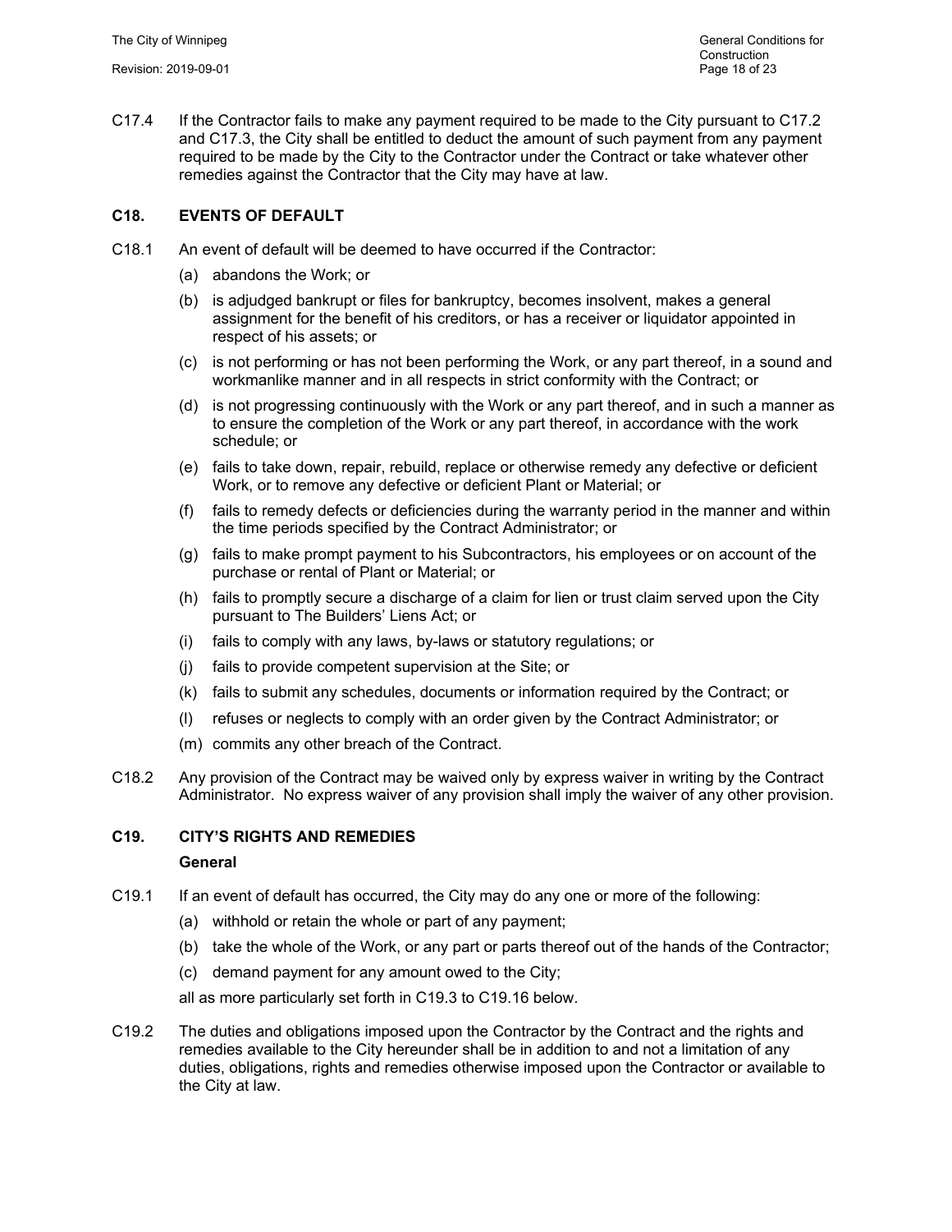C17.4 If the Contractor fails to make any payment required to be made to the City pursuant to C17.2 and C17.3, the City shall be entitled to deduct the amount of such payment from any payment required to be made by the City to the Contractor under the Contract or take whatever other remedies against the Contractor that the City may have at law.

## C18. EVENTS OF DEFAULT

C18.1 An event of default will be deemed to have occurred if the Contractor:

(a) abandons the Work; or

(b) is adjudged bankrupt or files for bankruptcy, becomes insolvent, makes a general assignment for the benefit of his creditors, or has a receiver or liquidator appointed in respect of his assets; or

(c) is not performing or has not been performing the Work, or any part thereof, in a sound and workmanlike manner and in all respects in strict conformity with the Contract; or

(d) is not progressing continuously with the Work or any part thereof, and in such a manner as to ensure the completion of the Work or any part thereof, in accordance with the work schedule; or

(e) fails to take down, repair, rebuild, replace or otherwise remedy any defective or deficient Work, or to remove any defective or deficient Plant or Material; or

(f) fails to remedy defects or deficiencies during the warranty period in the manner and within the time periods specified by the Contract Administrator; or

(g) fails to make prompt payment to his Subcontractors, his employees or on account of the purchase or rental of Plant or Material; or

(h) fails to promptly secure a discharge of a claim for lien or trust claim served upon the City pursuant to The Builders' Liens Act; or

(i) fails to comply with any laws, by-laws or statutory regulations; or

(j) fails to provide competent supervision at the Site; or

(k) fails to submit any schedules, documents or information required by the Contract; or

(l) refuses or neglects to comply with an order given by the Contract Administrator; or

(m) commits any other breach of the Contract.

C18.2 Any provision of the Contract may be waived only by express waiver in writing by the Contract Administrator. No express waiver of any provision shall imply the waiver of any other provision.

## C19. CITY'S RIGHTS AND REMEDIES

### General

C19.1 If an event of default has occurred, the City may do any one or more of the following:

(a) withhold or retain the whole or part of any payment;

(b) take the whole of the Work, or any part or parts thereof out of the hands of the Contractor;

(c) demand payment for any amount owed to the City;

all as more particularly set forth in C19.3 to C19.16 below.

C19.2 The duties and obligations imposed upon the Contractor by the Contract and the rights and remedies available to the City hereunder shall be in addition to and not a limitation of any duties, obligations, rights and remedies otherwise imposed upon the Contractor or available to the City at law.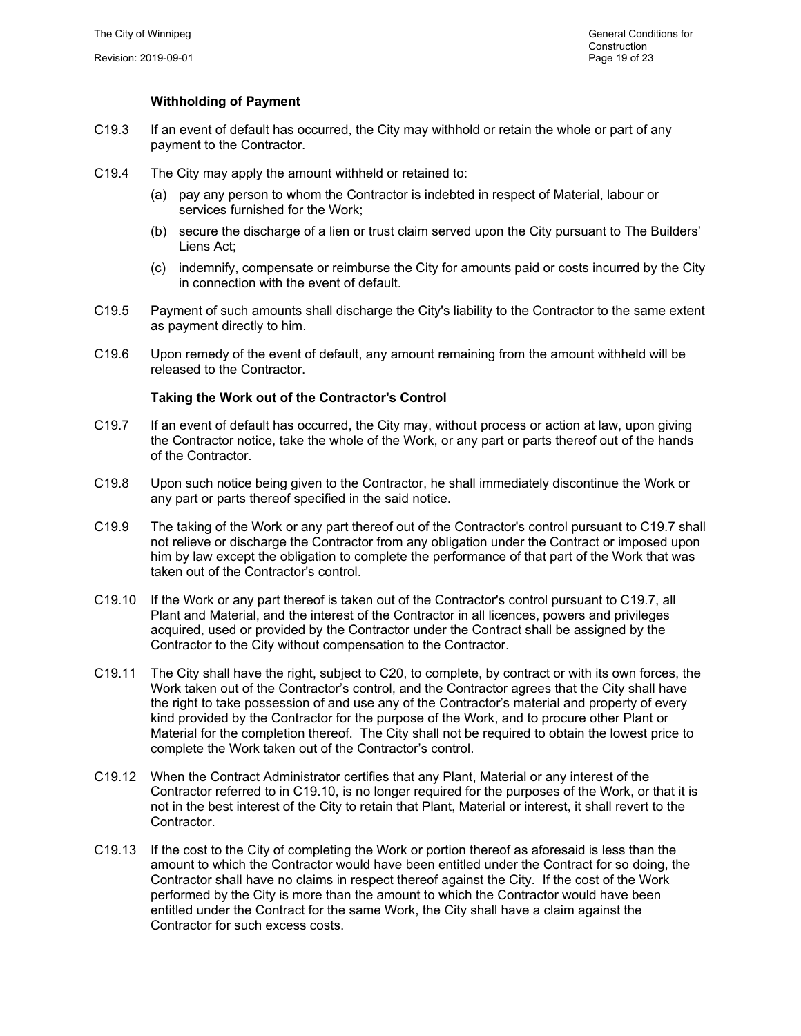### Withholding of Payment

C19.3 If an event of default has occurred, the City may withhold or retain the whole or part of any payment to the Contractor.

C19.4 The City may apply the amount withheld or retained to:

(a) pay any person to whom the Contractor is indebted in respect of Material, labour or services furnished for the Work;

(b) secure the discharge of a lien or trust claim served upon the City pursuant to The Builders' Liens Act;

(c) indemnify, compensate or reimburse the City for amounts paid or costs incurred by the City in connection with the event of default.

C19.5 Payment of such amounts shall discharge the City's liability to the Contractor to the same extent as payment directly to him.

C19.6 Upon remedy of the event of default, any amount remaining from the amount withheld will be released to the Contractor.

### Taking the Work out of the Contractor's Control

C19.7 If an event of default has occurred, the City may, without process or action at law, upon giving the Contractor notice, take the whole of the Work, or any part or parts thereof out of the hands of the Contractor.

C19.8 Upon such notice being given to the Contractor, he shall immediately discontinue the Work or any part or parts thereof specified in the said notice.

C19.9 The taking of the Work or any part thereof out of the Contractor's control pursuant to C19.7 shall not relieve or discharge the Contractor from any obligation under the Contract or imposed upon him by law except the obligation to complete the performance of that part of the Work that was taken out of the Contractor's control.

C19.10 If the Work or any part thereof is taken out of the Contractor's control pursuant to C19.7, all Plant and Material, and the interest of the Contractor in all licences, powers and privileges acquired, used or provided by the Contractor under the Contract shall be assigned by the Contractor to the City without compensation to the Contractor.

C19.11 The City shall have the right, subject to C20, to complete, by contract or with its own forces, the Work taken out of the Contractor's control, and the Contractor agrees that the City shall have the right to take possession of and use any of the Contractor's material and property of every kind provided by the Contractor for the purpose of the Work, and to procure other Plant or Material for the completion thereof. The City shall not be required to obtain the lowest price to complete the Work taken out of the Contractor's control.

C19.12 When the Contract Administrator certifies that any Plant, Material or any interest of the Contractor referred to in C19.10, is no longer required for the purposes of the Work, or that it is not in the best interest of the City to retain that Plant, Material or interest, it shall revert to the Contractor.

C19.13 If the cost to the City of completing the Work or portion thereof as aforesaid is less than the amount to which the Contractor would have been entitled under the Contract for so doing, the Contractor shall have no claims in respect thereof against the City. If the cost of the Work performed by the City is more than the amount to which the Contractor would have been entitled under the Contract for the same Work, the City shall have a claim against the Contractor for such excess costs.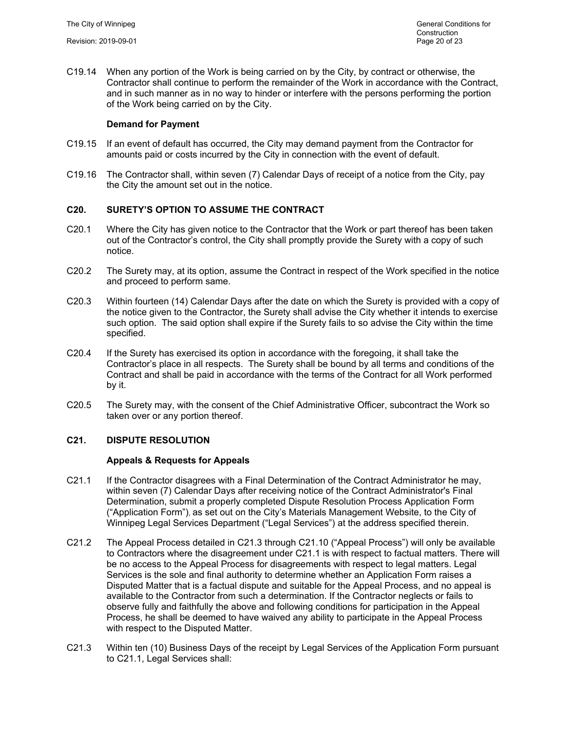C19.14 When any portion of the Work is being carried on by the City, by contract or otherwise, the Contractor shall continue to perform the remainder of the Work in accordance with the Contract, and in such manner as in no way to hinder or interfere with the persons performing the portion of the Work being carried on by the City.

**Demand for Payment**

C19.15 If an event of default has occurred, the City may demand payment from the Contractor for amounts paid or costs incurred by the City in connection with the event of default.

C19.16 The Contractor shall, within seven (7) Calendar Days of receipt of a notice from the City, pay the City the amount set out in the notice.

## C20. SURETY'S OPTION TO ASSUME THE CONTRACT

C20.1 Where the City has given notice to the Contractor that the Work or part thereof has been taken out of the Contractor's control, the City shall promptly provide the Surety with a copy of such notice.

C20.2 The Surety may, at its option, assume the Contract in respect of the Work specified in the notice and proceed to perform same.

C20.3 Within fourteen (14) Calendar Days after the date on which the Surety is provided with a copy of the notice given to the Contractor, the Surety shall advise the City whether it intends to exercise such option. The said option shall expire if the Surety fails to so advise the City within the time specified.

C20.4 If the Surety has exercised its option in accordance with the foregoing, it shall take the Contractor's place in all respects. The Surety shall be bound by all terms and conditions of the Contract and shall be paid in accordance with the terms of the Contract for all Work performed by it.

C20.5 The Surety may, with the consent of the Chief Administrative Officer, subcontract the Work so taken over or any portion thereof.

## C21. DISPUTE RESOLUTION

**Appeals & Requests for Appeals**

C21.1 If the Contractor disagrees with a Final Determination of the Contract Administrator he may, within seven (7) Calendar Days after receiving notice of the Contract Administrator's Final Determination, submit a properly completed Dispute Resolution Process Application Form ("Application Form"), as set out on the City's Materials Management Website, to the City of Winnipeg Legal Services Department ("Legal Services") at the address specified therein.

C21.2 The Appeal Process detailed in C21.3 through C21.10 ("Appeal Process") will only be available to Contractors where the disagreement under C21.1 is with respect to factual matters. There will be no access to the Appeal Process for disagreements with respect to legal matters. Legal Services is the sole and final authority to determine whether an Application Form raises a Disputed Matter that is a factual dispute and suitable for the Appeal Process, and no appeal is available to the Contractor from such a determination. If the Contractor neglects or fails to observe fully and faithfully the above and following conditions for participation in the Appeal Process, he shall be deemed to have waived any ability to participate in the Appeal Process with respect to the Disputed Matter.

C21.3 Within ten (10) Business Days of the receipt by Legal Services of the Application Form pursuant to C21.1, Legal Services shall: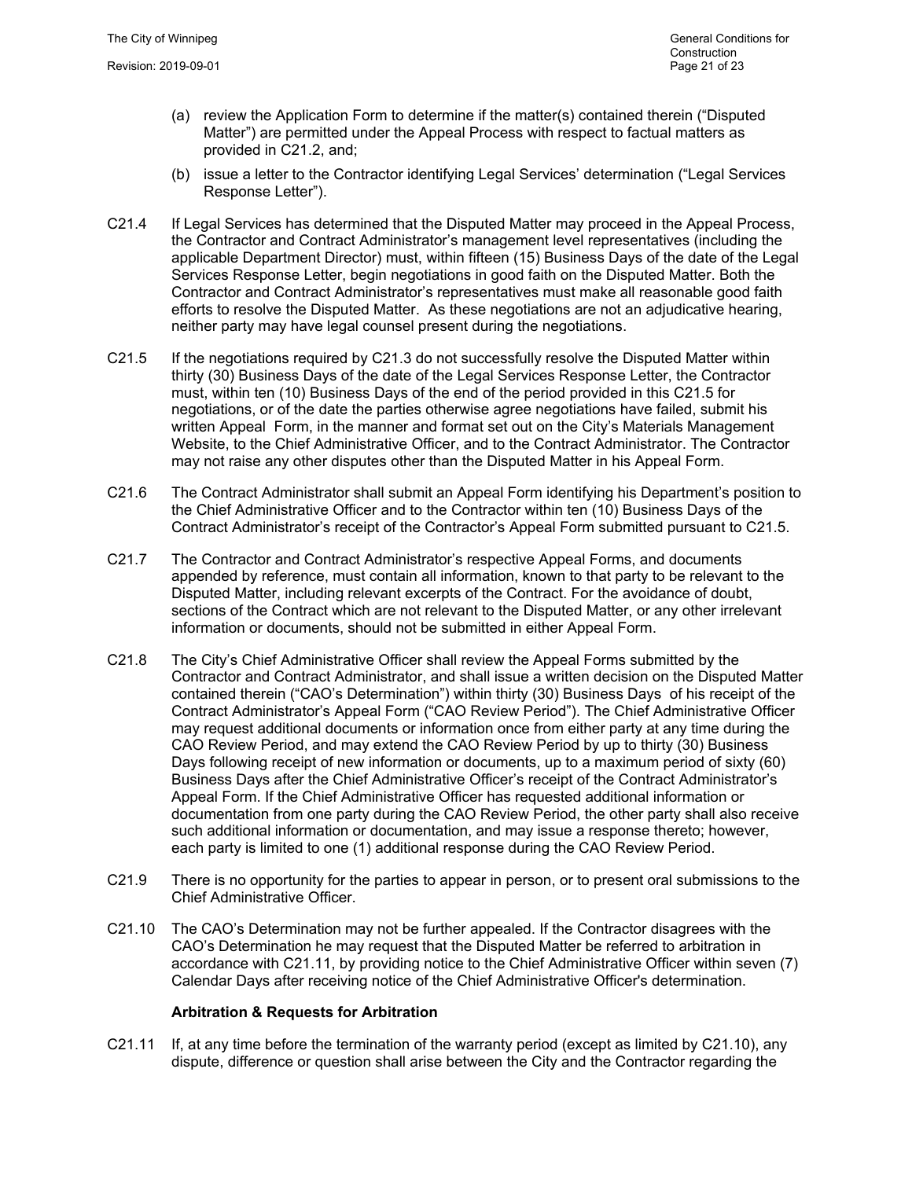(a) review the Application Form to determine if the matter(s) contained therein ("Disputed Matter") are permitted under the Appeal Process with respect to factual matters as provided in C21.2, and;

(b) issue a letter to the Contractor identifying Legal Services' determination ("Legal Services Response Letter").

C21.4 If Legal Services has determined that the Disputed Matter may proceed in the Appeal Process, the Contractor and Contract Administrator's management level representatives (including the applicable Department Director) must, within fifteen (15) Business Days of the date of the Legal Services Response Letter, begin negotiations in good faith on the Disputed Matter. Both the Contractor and Contract Administrator's representatives must make all reasonable good faith efforts to resolve the Disputed Matter. As these negotiations are not an adjudicative hearing, neither party may have legal counsel present during the negotiations.

C21.5 If the negotiations required by C21.3 do not successfully resolve the Disputed Matter within thirty (30) Business Days of the date of the Legal Services Response Letter, the Contractor must, within ten (10) Business Days of the end of the period provided in this C21.5 for negotiations, or of the date the parties otherwise agree negotiations have failed, submit his written Appeal Form, in the manner and format set out on the City's Materials Management Website, to the Chief Administrative Officer, and to the Contract Administrator. The Contractor may not raise any other disputes other than the Disputed Matter in his Appeal Form.

C21.6 The Contract Administrator shall submit an Appeal Form identifying his Department's position to the Chief Administrative Officer and to the Contractor within ten (10) Business Days of the Contract Administrator's receipt of the Contractor's Appeal Form submitted pursuant to C21.5.

C21.7 The Contractor and Contract Administrator's respective Appeal Forms, and documents appended by reference, must contain all information, known to that party to be relevant to the Disputed Matter, including relevant excerpts of the Contract. For the avoidance of doubt, sections of the Contract which are not relevant to the Disputed Matter, or any other irrelevant information or documents, should not be submitted in either Appeal Form.

C21.8 The City's Chief Administrative Officer shall review the Appeal Forms submitted by the Contractor and Contract Administrator, and shall issue a written decision on the Disputed Matter contained therein ("CAO's Determination") within thirty (30) Business Days of his receipt of the Contract Administrator's Appeal Form ("CAO Review Period"). The Chief Administrative Officer may request additional documents or information once from either party at any time during the CAO Review Period, and may extend the CAO Review Period by up to thirty (30) Business Days following receipt of new information or documents, up to a maximum period of sixty (60) Business Days after the Chief Administrative Officer's receipt of the Contract Administrator's Appeal Form. If the Chief Administrative Officer has requested additional information or documentation from one party during the CAO Review Period, the other party shall also receive such additional information or documentation, and may issue a response thereto; however, each party is limited to one (1) additional response during the CAO Review Period.

C21.9 There is no opportunity for the parties to appear in person, or to present oral submissions to the Chief Administrative Officer.

C21.10 The CAO's Determination may not be further appealed. If the Contractor disagrees with the CAO's Determination he may request that the Disputed Matter be referred to arbitration in accordance with C21.11, by providing notice to the Chief Administrative Officer within seven (7) Calendar Days after receiving notice of the Chief Administrative Officer's determination.

**Arbitration & Requests for Arbitration**

C21.11 If, at any time before the termination of the warranty period (except as limited by C21.10), any dispute, difference or question shall arise between the City and the Contractor regarding the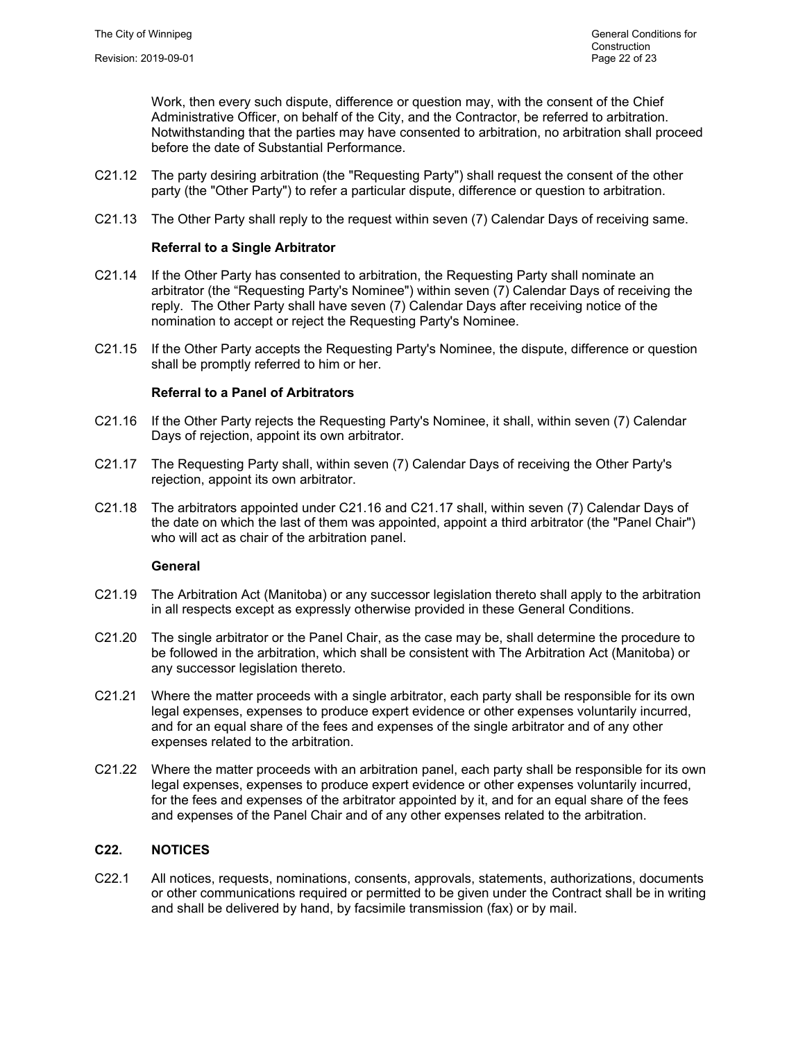Work, then every such dispute, difference or question may, with the consent of the Chief Administrative Officer, on behalf of the City, and the Contractor, be referred to arbitration. Notwithstanding that the parties may have consented to arbitration, no arbitration shall proceed before the date of Substantial Performance.

C21.12 The party desiring arbitration (the "Requesting Party") shall request the consent of the other party (the "Other Party") to refer a particular dispute, difference or question to arbitration.

C21.13 The Other Party shall reply to the request within seven (7) Calendar Days of receiving same.

**Referral to a Single Arbitrator**

C21.14 If the Other Party has consented to arbitration, the Requesting Party shall nominate an arbitrator (the "Requesting Party's Nominee") within seven (7) Calendar Days of receiving the reply. The Other Party shall have seven (7) Calendar Days after receiving notice of the nomination to accept or reject the Requesting Party's Nominee.

C21.15 If the Other Party accepts the Requesting Party's Nominee, the dispute, difference or question shall be promptly referred to him or her.

**Referral to a Panel of Arbitrators**

C21.16 If the Other Party rejects the Requesting Party's Nominee, it shall, within seven (7) Calendar Days of rejection, appoint its own arbitrator.

C21.17 The Requesting Party shall, within seven (7) Calendar Days of receiving the Other Party's rejection, appoint its own arbitrator.

C21.18 The arbitrators appointed under C21.16 and C21.17 shall, within seven (7) Calendar Days of the date on which the last of them was appointed, appoint a third arbitrator (the "Panel Chair") who will act as chair of the arbitration panel.

**General**

C21.19 The Arbitration Act (Manitoba) or any successor legislation thereto shall apply to the arbitration in all respects except as expressly otherwise provided in these General Conditions.

C21.20 The single arbitrator or the Panel Chair, as the case may be, shall determine the procedure to be followed in the arbitration, which shall be consistent with The Arbitration Act (Manitoba) or any successor legislation thereto.

C21.21 Where the matter proceeds with a single arbitrator, each party shall be responsible for its own legal expenses, expenses to produce expert evidence or other expenses voluntarily incurred, and for an equal share of the fees and expenses of the single arbitrator and of any other expenses related to the arbitration.

C21.22 Where the matter proceeds with an arbitration panel, each party shall be responsible for its own legal expenses, expenses to produce expert evidence or other expenses voluntarily incurred, for the fees and expenses of the arbitrator appointed by it, and for an equal share of the fees and expenses of the Panel Chair and of any other expenses related to the arbitration.

## C22. NOTICES

C22.1 All notices, requests, nominations, consents, approvals, statements, authorizations, documents or other communications required or permitted to be given under the Contract shall be in writing and shall be delivered by hand, by facsimile transmission (fax) or by mail.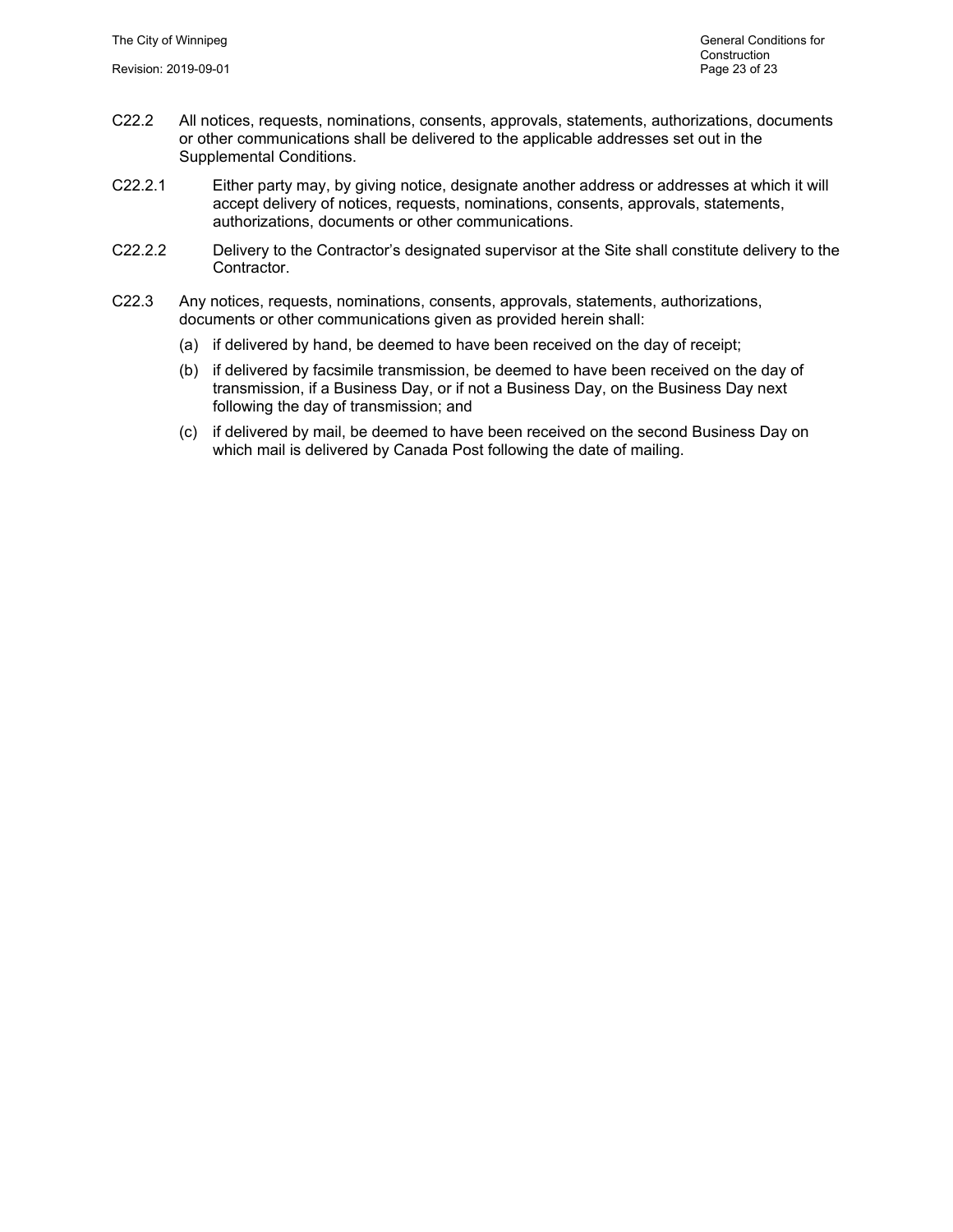C22.2 All notices, requests, nominations, consents, approvals, statements, authorizations, documents or other communications shall be delivered to the applicable addresses set out in the Supplemental Conditions.

C22.2.1 Either party may, by giving notice, designate another address or addresses at which it will accept delivery of notices, requests, nominations, consents, approvals, statements, authorizations, documents or other communications.

C22.2.2 Delivery to the Contractor's designated supervisor at the Site shall constitute delivery to the Contractor.

C22.3 Any notices, requests, nominations, consents, approvals, statements, authorizations, documents or other communications given as provided herein shall:

(a) if delivered by hand, be deemed to have been received on the day of receipt;

(b) if delivered by facsimile transmission, be deemed to have been received on the day of transmission, if a Business Day, or if not a Business Day, on the Business Day next following the day of transmission; and

(c) if delivered by mail, be deemed to have been received on the second Business Day on which mail is delivered by Canada Post following the date of mailing.